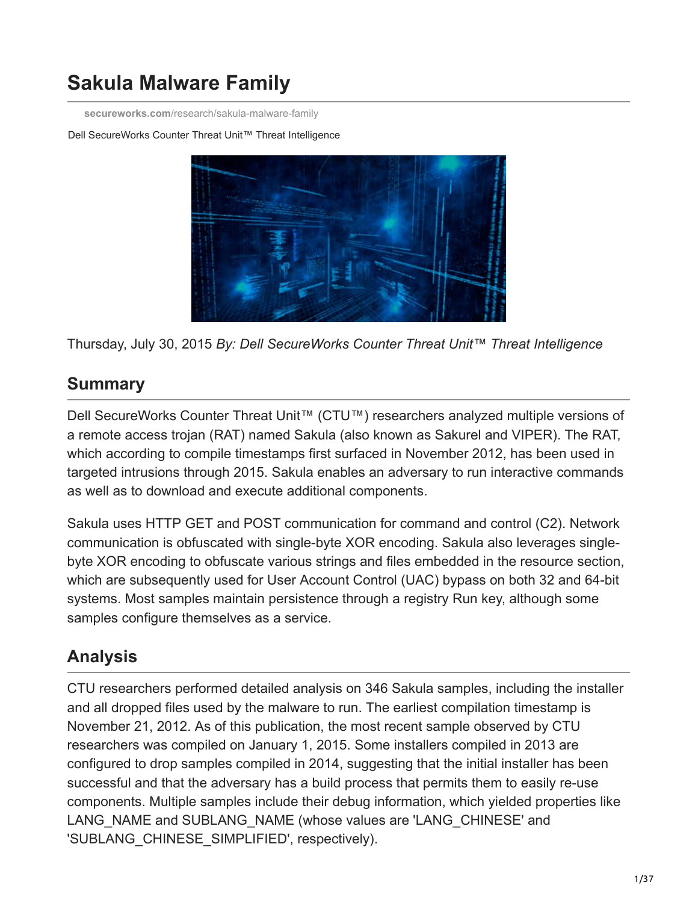# Sakula Malware Family

secureworks.com/research/sakula-malware-family

Dell SecureWorks Counter Threat Unit™ Threat Intelligence

Thursday, July 30, 2015 *By: Dell SecureWorks Counter Threat Unit™ Threat Intelligence*

## Summary

Dell SecureWorks Counter Threat Unit™ (CTU™) researchers analyzed multiple versions of a remote access trojan (RAT) named Sakula (also known as Sakurel and VIPER). The RAT, which according to compile timestamps first surfaced in November 2012, has been used in targeted intrusions through 2015. Sakula enables an adversary to run interactive commands as well as to download and execute additional components.

Sakula uses HTTP GET and POST communication for command and control (C2). Network communication is obfuscated with single-byte XOR encoding. Sakula also leverages single-byte XOR encoding to obfuscate various strings and files embedded in the resource section, which are subsequently used for User Account Control (UAC) bypass on both 32 and 64-bit systems. Most samples maintain persistence through a registry Run key, although some samples configure themselves as a service.

## Analysis

CTU researchers performed detailed analysis on 346 Sakula samples, including the installer and all dropped files used by the malware to run. The earliest compilation timestamp is November 21, 2012. As of this publication, the most recent sample observed by CTU researchers was compiled on January 1, 2015. Some installers compiled in 2013 are configured to drop samples compiled in 2014, suggesting that the initial installer has been successful and that the adversary has a build process that permits them to easily re-use components. Multiple samples include their debug information, which yielded properties like LANG_NAME and SUBLANG_NAME (whose values are 'LANG_CHINESE' and 'SUBLANG_CHINESE_SIMPLIFIED', respectively).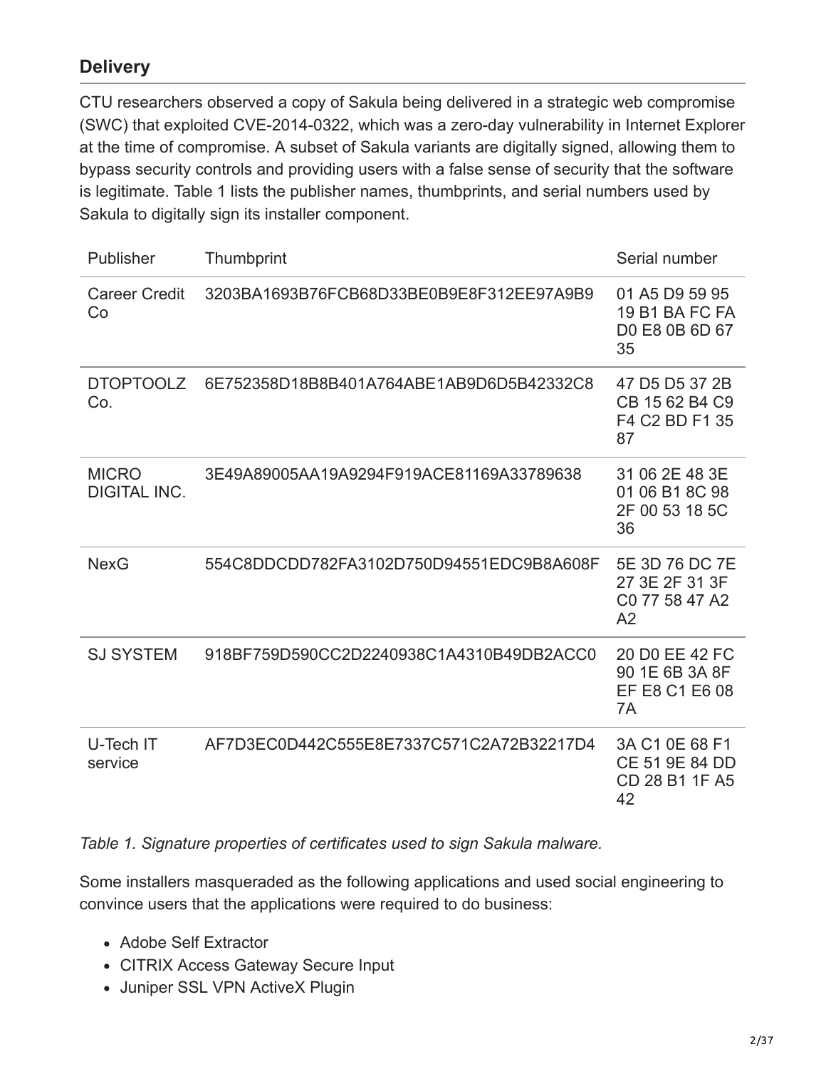## Delivery

CTU researchers observed a copy of Sakula being delivered in a strategic web compromise (SWC) that exploited CVE-2014-0322, which was a zero-day vulnerability in Internet Explorer at the time of compromise. A subset of Sakula variants are digitally signed, allowing them to bypass security controls and providing users with a false sense of security that the software is legitimate. Table 1 lists the publisher names, thumbprints, and serial numbers used by Sakula to digitally sign its installer component.

| Publisher | Thumbprint | Serial number |
| --- | --- | --- |
| Career Credit Co | 3203BA1693B76FCB68D33BE0B9E8F312EE97A9B9 | 01 A5 D9 59 95 19 B1 BA FC FA D0 E8 0B 6D 67 35 |
| DTOPTOOLZ Co. | 6E752358D18B8B401A764ABE1AB9D6D5B42332C8 | 47 D5 D5 37 2B CB 15 62 B4 C9 F4 C2 BD F1 35 87 |
| MICRO DIGITAL INC. | 3E49A89005AA19A9294F919ACE81169A33789638 | 31 06 2E 48 3E 01 06 B1 8C 98 2F 00 53 18 5C 36 |
| NexG | 554C8DDCDD782FA3102D750D94551EDC9B8A608F | 5E 3D 76 DC 7E 27 3E 2F 31 3F C0 77 58 47 A2 A2 |
| SJ SYSTEM | 918BF759D590CC2D2240938C1A4310B49DB2ACC0 | 20 D0 EE 42 FC 90 1E 6B 3A 8F EF E8 C1 E6 08 7A |
| U-Tech IT service | AF7D3EC0D442C555E8E7337C571C2A72B32217D4 | 3A C1 0E 68 F1 CE 51 9E 84 DD CD 28 B1 1F A5 42 |

*Table 1. Signature properties of certificates used to sign Sakula malware.*

Some installers masqueraded as the following applications and used social engineering to convince users that the applications were required to do business:

- Adobe Self Extractor
- CITRIX Access Gateway Secure Input
- Juniper SSL VPN ActiveX Plugin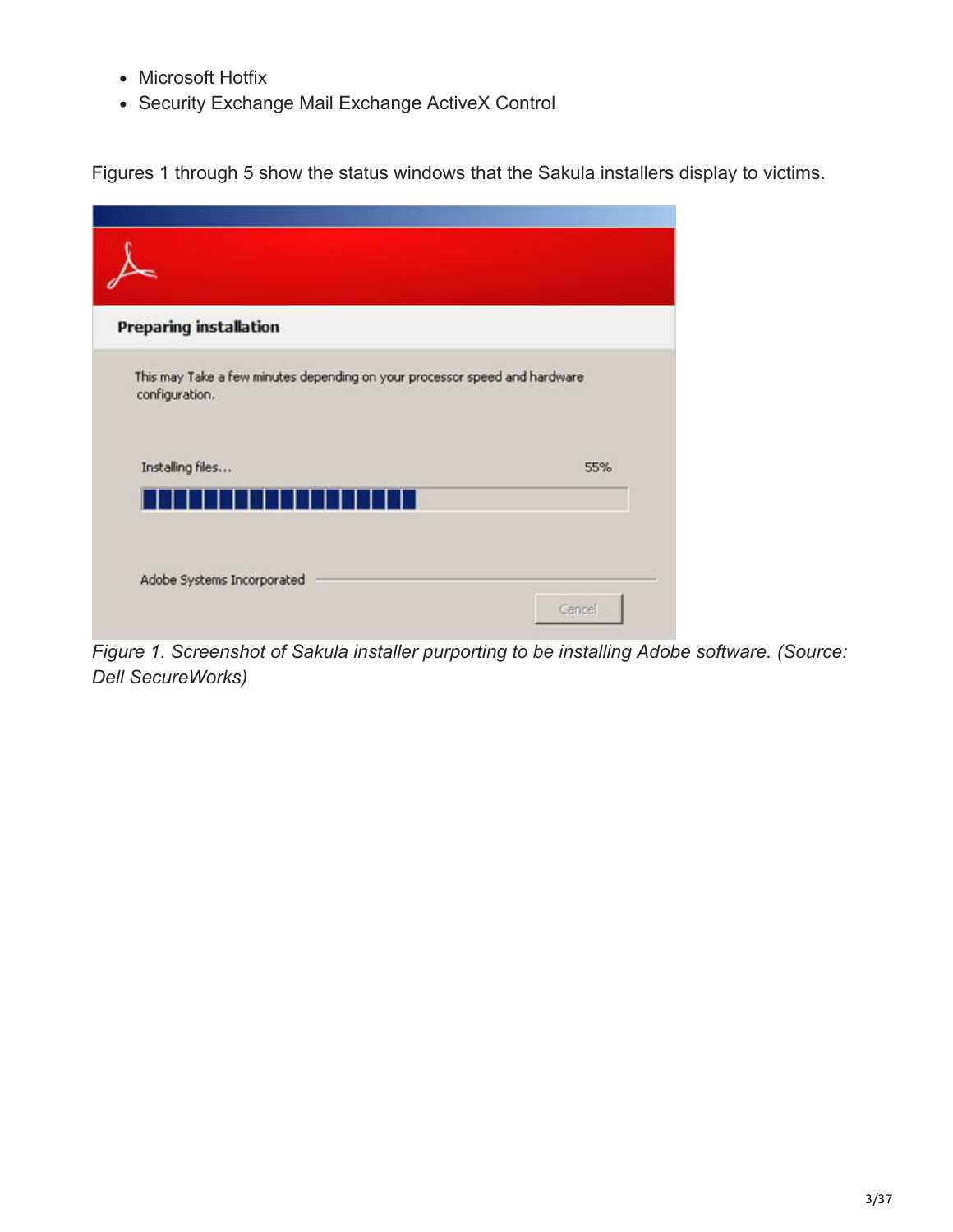- Microsoft Hotfix
- Security Exchange Mail Exchange ActiveX Control

Figures 1 through 5 show the status windows that the Sakula installers display to victims.

*Figure 1. Screenshot of Sakula installer purporting to be installing Adobe software. (Source: Dell SecureWorks)*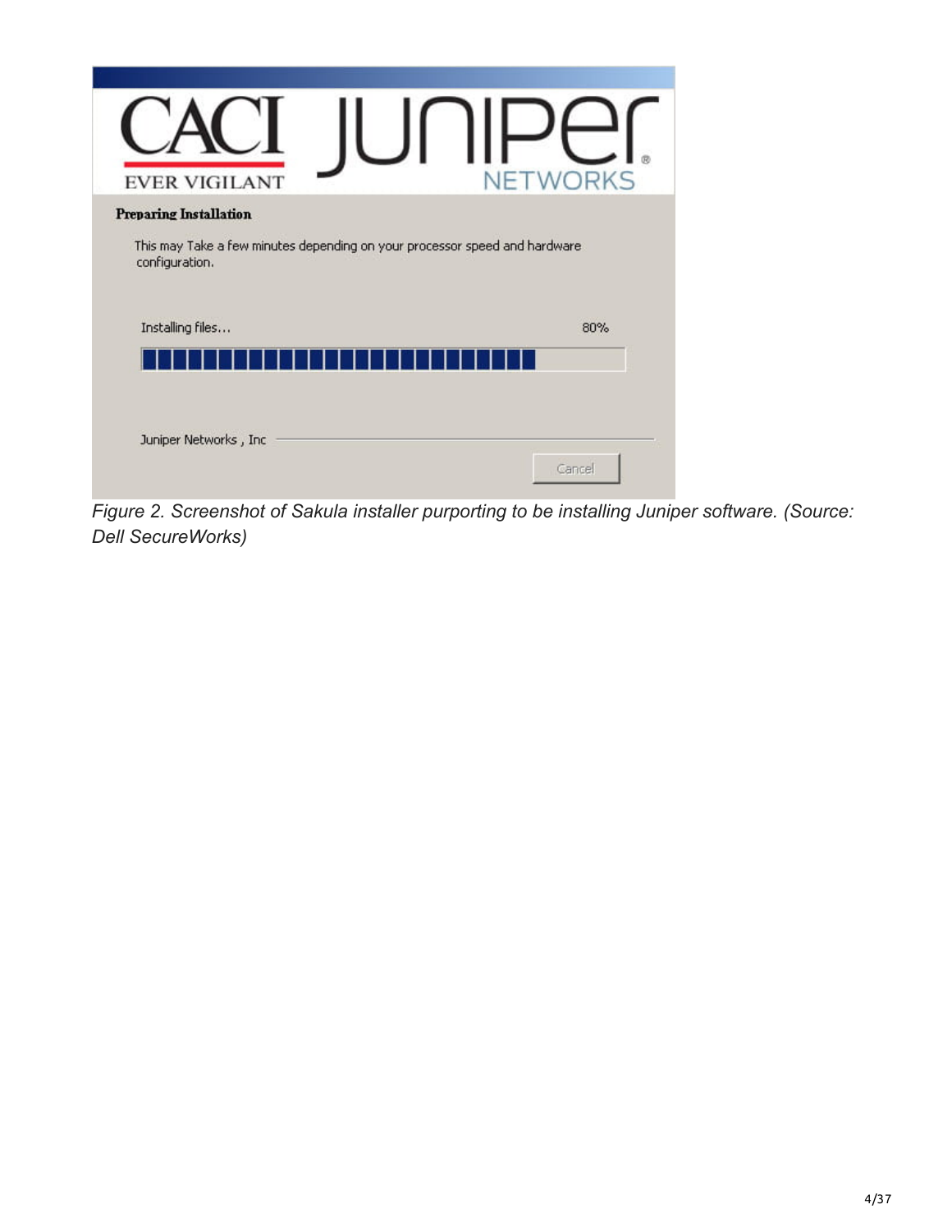CACI EVER VIGILANT

Juniper NETWORKS

**Preparing Installation**

This may Take a few minutes depending on your processor speed and hardware configuration.

Installing files... 80%

Juniper Networks , Inc

Cancel

*Figure 2. Screenshot of Sakula installer purporting to be installing Juniper software. (Source: Dell SecureWorks)*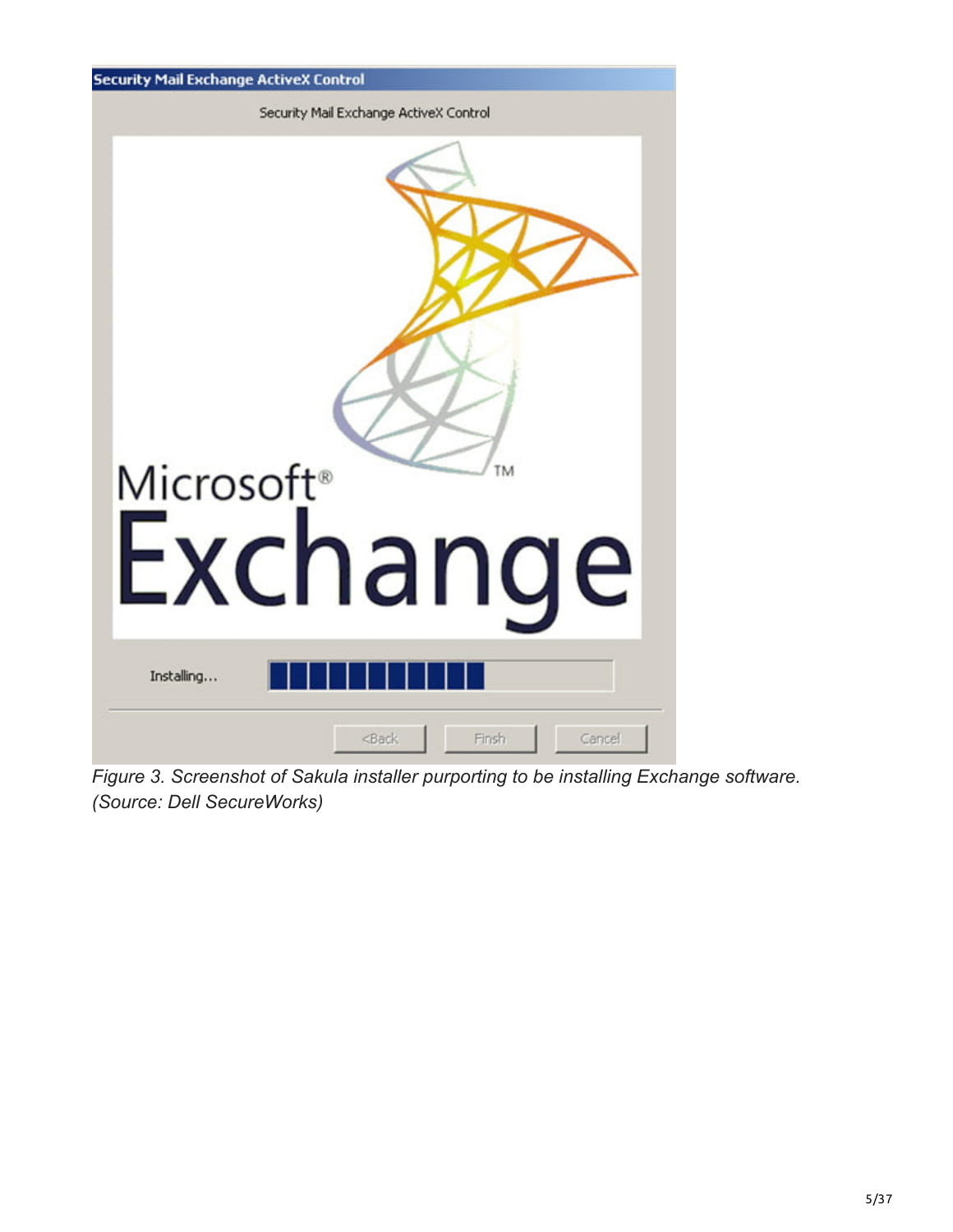*Figure 3. Screenshot of Sakula installer purporting to be installing Exchange software. (Source: Dell SecureWorks)*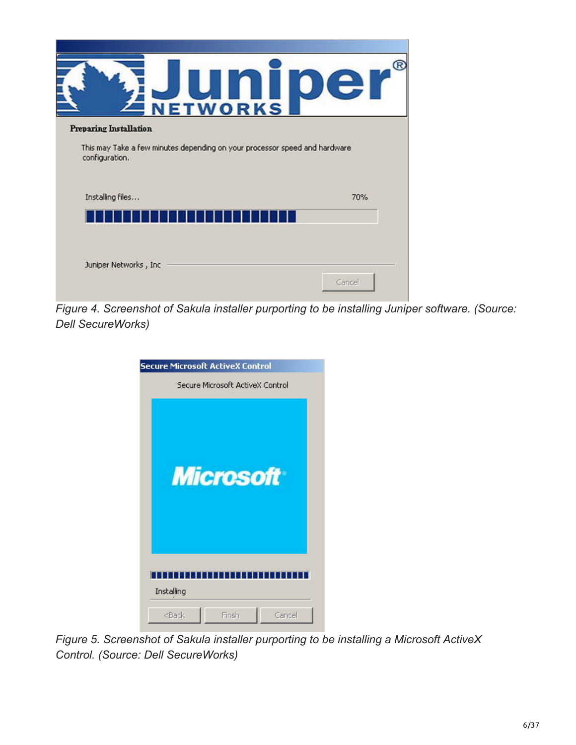*Figure 4. Screenshot of Sakula installer purporting to be installing Juniper software. (Source: Dell SecureWorks)*

*Figure 5. Screenshot of Sakula installer purporting to be installing a Microsoft ActiveX Control. (Source: Dell SecureWorks)*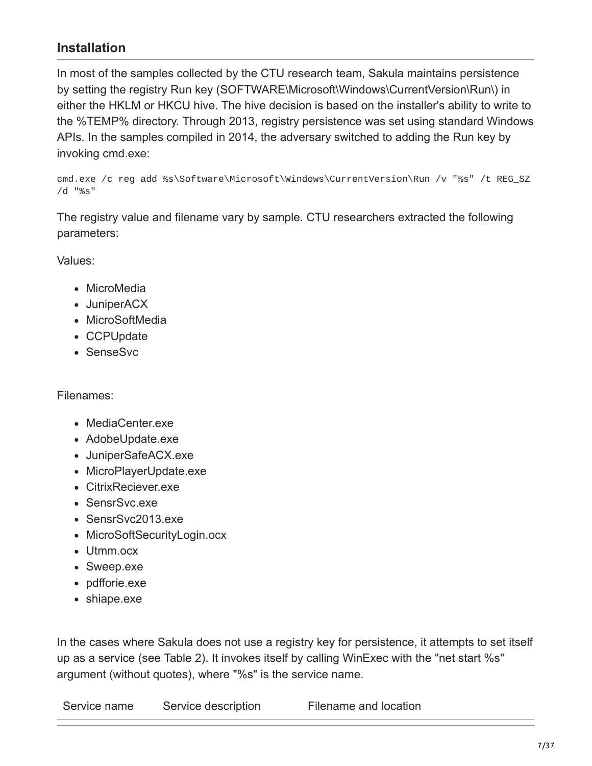## Installation

In most of the samples collected by the CTU research team, Sakula maintains persistence by setting the registry Run key (SOFTWARE\Microsoft\Windows\CurrentVersion\Run\) in either the HKLM or HKCU hive. The hive decision is based on the installer's ability to write to the %TEMP% directory. Through 2013, registry persistence was set using standard Windows APIs. In the samples compiled in 2014, the adversary switched to adding the Run key by invoking cmd.exe:

```
cmd.exe /c reg add %s\Software\Microsoft\Windows\CurrentVersion\Run /v "%s" /t REG_SZ
/d "%s"
```

The registry value and filename vary by sample. CTU researchers extracted the following parameters:

Values:

- MicroMedia
- JuniperACX
- MicroSoftMedia
- CCPUpdate
- SenseSvc

Filenames:

- MediaCenter.exe
- AdobeUpdate.exe
- JuniperSafeACX.exe
- MicroPlayerUpdate.exe
- CitrixReciever.exe
- SensrSvc.exe
- SensrSvc2013.exe
- MicroSoftSecurityLogin.ocx
- Utmm.ocx
- Sweep.exe
- pdfforie.exe
- shiape.exe

In the cases where Sakula does not use a registry key for persistence, it attempts to set itself up as a service (see Table 2). It invokes itself by calling WinExec with the "net start %s" argument (without quotes), where "%s" is the service name.

| Service name | Service description | Filename and location |
|---|---|---|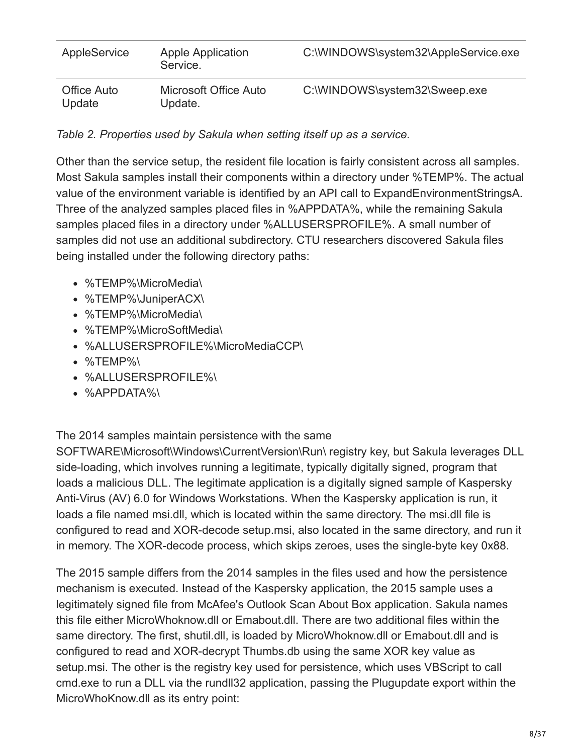| AppleService | Apple Application Service. | C:\WINDOWS\system32\AppleService.exe |
| --- | --- | --- |
| Office Auto Update | Microsoft Office Auto Update. | C:\WINDOWS\system32\Sweep.exe |

*Table 2. Properties used by Sakula when setting itself up as a service.*

Other than the service setup, the resident file location is fairly consistent across all samples. Most Sakula samples install their components within a directory under %TEMP%. The actual value of the environment variable is identified by an API call to ExpandEnvironmentStringsA. Three of the analyzed samples placed files in %APPDATA%, while the remaining Sakula samples placed files in a directory under %ALLUSERSPROFILE%. A small number of samples did not use an additional subdirectory. CTU researchers discovered Sakula files being installed under the following directory paths:

- %TEMP%\MicroMedia\
- %TEMP%\JuniperACX\
- %TEMP%\MicroMedia\
- %TEMP%\MicroSoftMedia\
- %ALLUSERSPROFILE%\MicroMediaCCP\
- %TEMP%\
- %ALLUSERSPROFILE%\
- %APPDATA%\

The 2014 samples maintain persistence with the same SOFTWARE\Microsoft\Windows\CurrentVersion\Run\ registry key, but Sakula leverages DLL side-loading, which involves running a legitimate, typically digitally signed, program that loads a malicious DLL. The legitimate application is a digitally signed sample of Kaspersky Anti-Virus (AV) 6.0 for Windows Workstations. When the Kaspersky application is run, it loads a file named msi.dll, which is located within the same directory. The msi.dll file is configured to read and XOR-decode setup.msi, also located in the same directory, and run it in memory. The XOR-decode process, which skips zeroes, uses the single-byte key 0x88.

The 2015 sample differs from the 2014 samples in the files used and how the persistence mechanism is executed. Instead of the Kaspersky application, the 2015 sample uses a legitimately signed file from McAfee's Outlook Scan About Box application. Sakula names this file either MicroWhoknow.dll or Emabout.dll. There are two additional files within the same directory. The first, shutil.dll, is loaded by MicroWhoknow.dll or Emabout.dll and is configured to read and XOR-decrypt Thumbs.db using the same XOR key value as setup.msi. The other is the registry key used for persistence, which uses VBScript to call cmd.exe to run a DLL via the rundll32 application, passing the Plugupdate export within the MicroWhoKnow.dll as its entry point: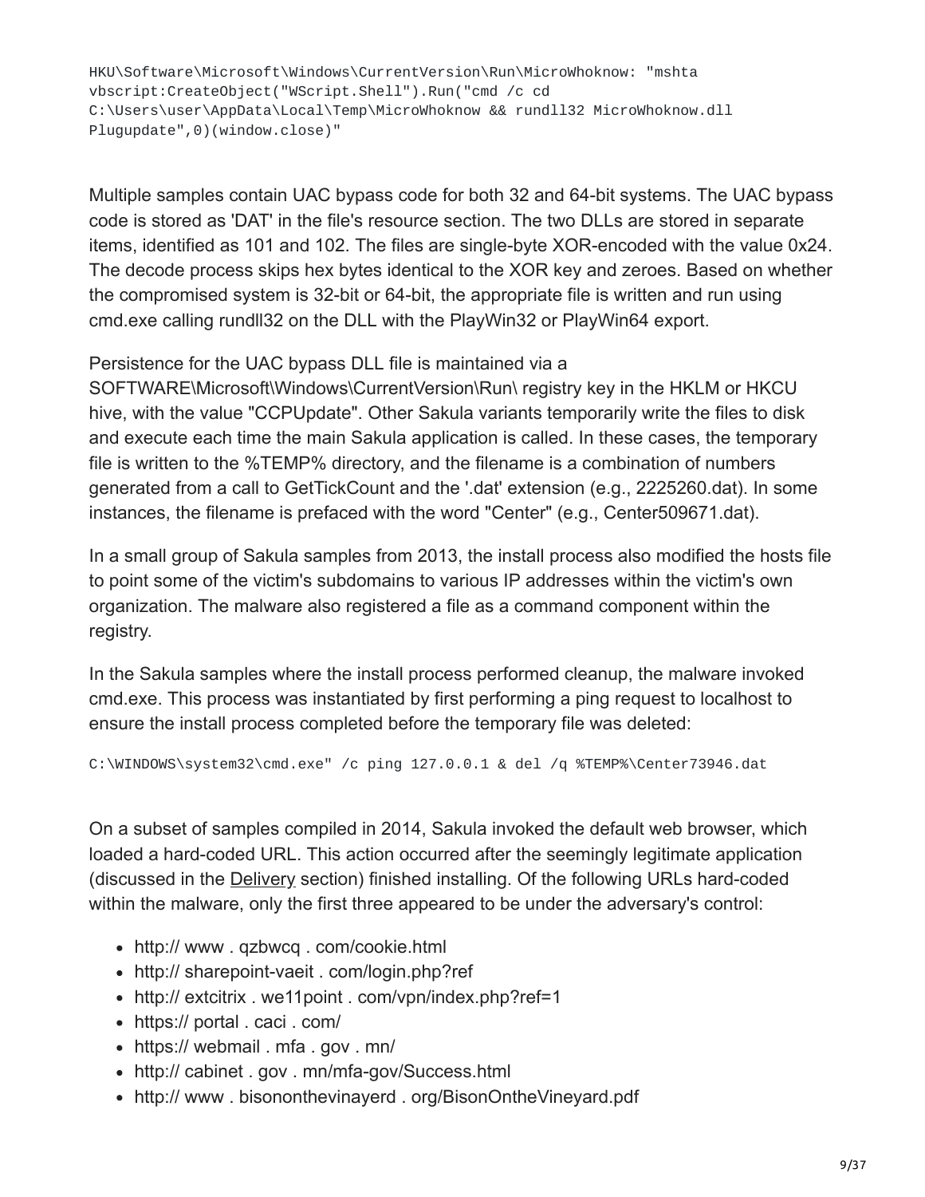```
HKU\Software\Microsoft\Windows\CurrentVersion\Run\MicroWhoknow: "mshta
vbscript:CreateObject("WScript.Shell").Run("cmd /c cd
C:\Users\user\AppData\Local\Temp\MicroWhoknow && rundll32 MicroWhoknow.dll
Plugupdate",0)(window.close)"
```

Multiple samples contain UAC bypass code for both 32 and 64-bit systems. The UAC bypass code is stored as 'DAT' in the file's resource section. The two DLLs are stored in separate items, identified as 101 and 102. The files are single-byte XOR-encoded with the value 0x24. The decode process skips hex bytes identical to the XOR key and zeroes. Based on whether the compromised system is 32-bit or 64-bit, the appropriate file is written and run using cmd.exe calling rundll32 on the DLL with the PlayWin32 or PlayWin64 export.

Persistence for the UAC bypass DLL file is maintained via a SOFTWARE\Microsoft\Windows\CurrentVersion\Run\ registry key in the HKLM or HKCU hive, with the value "CCPUpdate". Other Sakula variants temporarily write the files to disk and execute each time the main Sakula application is called. In these cases, the temporary file is written to the %TEMP% directory, and the filename is a combination of numbers generated from a call to GetTickCount and the '.dat' extension (e.g., 2225260.dat). In some instances, the filename is prefaced with the word "Center" (e.g., Center509671.dat).

In a small group of Sakula samples from 2013, the install process also modified the hosts file to point some of the victim's subdomains to various IP addresses within the victim's own organization. The malware also registered a file as a command component within the registry.

In the Sakula samples where the install process performed cleanup, the malware invoked cmd.exe. This process was instantiated by first performing a ping request to localhost to ensure the install process completed before the temporary file was deleted:

```
C:\WINDOWS\system32\cmd.exe" /c ping 127.0.0.1 & del /q %TEMP%\Center73946.dat
```

On a subset of samples compiled in 2014, Sakula invoked the default web browser, which loaded a hard-coded URL. This action occurred after the seemingly legitimate application (discussed in the Delivery section) finished installing. Of the following URLs hard-coded within the malware, only the first three appeared to be under the adversary's control:

- http:// www . qzbwcq . com/cookie.html
- http:// sharepoint-vaeit . com/login.php?ref
- http:// extcitrix . we11point . com/vpn/index.php?ref=1
- https:// portal . caci . com/
- https:// webmail . mfa . gov . mn/
- http:// cabinet . gov . mn/mfa-gov/Success.html
- http:// www . bisononthevinayerd . org/BisonOntheVineyard.pdf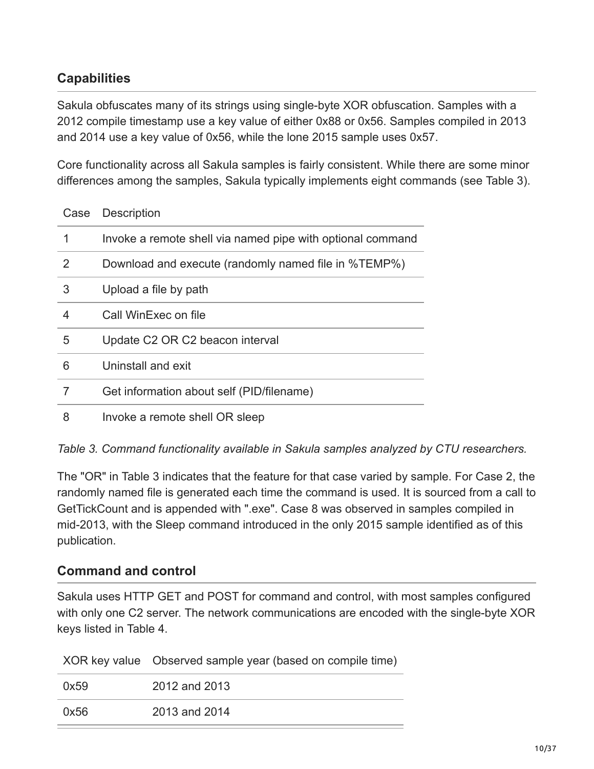## Capabilities

Sakula obfuscates many of its strings using single-byte XOR obfuscation. Samples with a 2012 compile timestamp use a key value of either 0x88 or 0x56. Samples compiled in 2013 and 2014 use a key value of 0x56, while the lone 2015 sample uses 0x57.

Core functionality across all Sakula samples is fairly consistent. While there are some minor differences among the samples, Sakula typically implements eight commands (see Table 3).

| Case | Description |
| --- | --- |
| 1 | Invoke a remote shell via named pipe with optional command |
| 2 | Download and execute (randomly named file in %TEMP%) |
| 3 | Upload a file by path |
| 4 | Call WinExec on file |
| 5 | Update C2 OR C2 beacon interval |
| 6 | Uninstall and exit |
| 7 | Get information about self (PID/filename) |
| 8 | Invoke a remote shell OR sleep |

*Table 3. Command functionality available in Sakula samples analyzed by CTU researchers.*

The "OR" in Table 3 indicates that the feature for that case varied by sample. For Case 2, the randomly named file is generated each time the command is used. It is sourced from a call to GetTickCount and is appended with ".exe". Case 8 was observed in samples compiled in mid-2013, with the Sleep command introduced in the only 2015 sample identified as of this publication.

## Command and control

Sakula uses HTTP GET and POST for command and control, with most samples configured with only one C2 server. The network communications are encoded with the single-byte XOR keys listed in Table 4.

| XOR key value | Observed sample year (based on compile time) |
| --- | --- |
| 0x59 | 2012 and 2013 |
| 0x56 | 2013 and 2014 |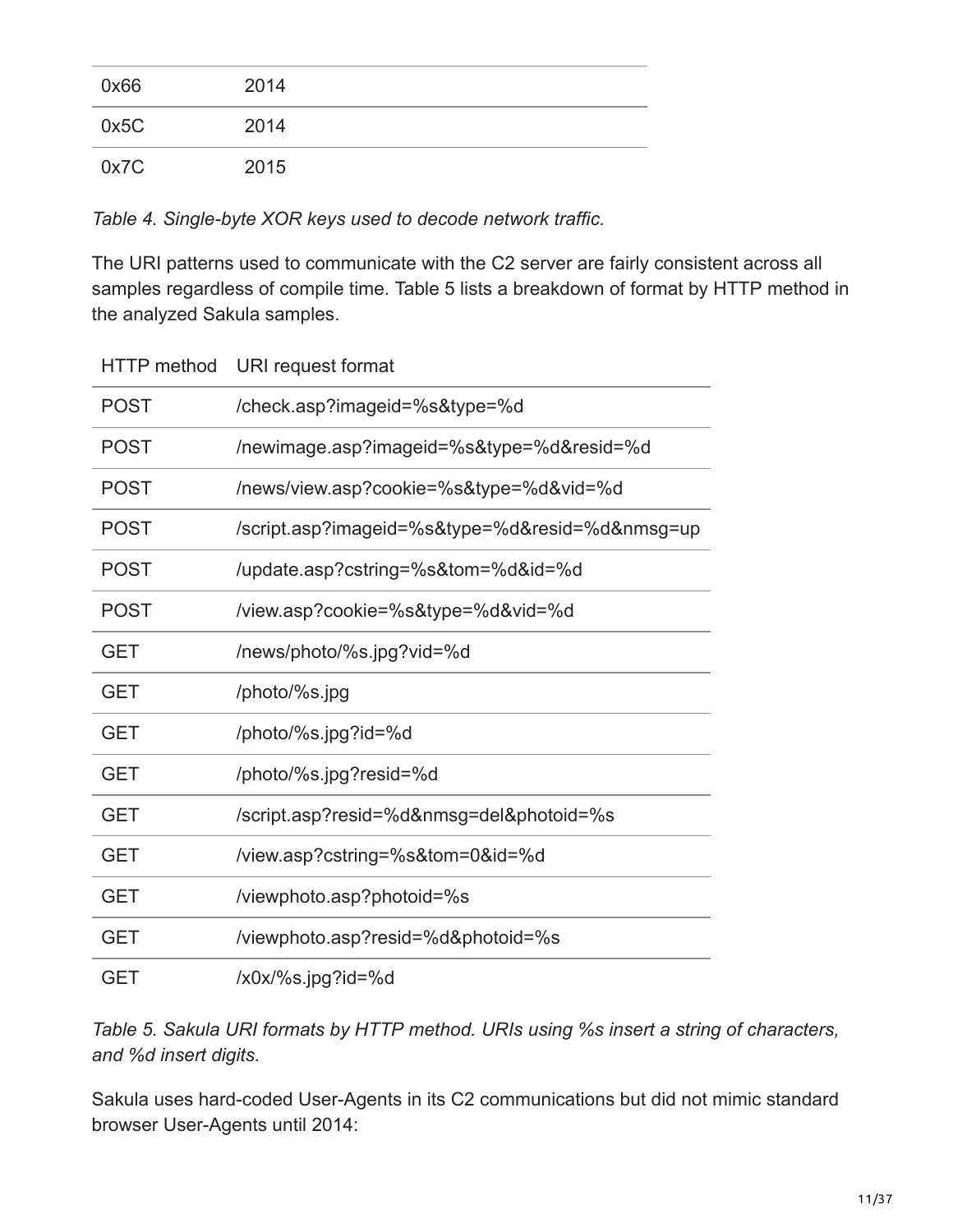| | |
|---|---|
| 0x66 | 2014 |
| 0x5C | 2014 |
| 0x7C | 2015 |

*Table 4. Single-byte XOR keys used to decode network traffic.*

The URI patterns used to communicate with the C2 server are fairly consistent across all samples regardless of compile time. Table 5 lists a breakdown of format by HTTP method in the analyzed Sakula samples.

| HTTP method | URI request format |
|---|---|
| POST | /check.asp?imageid=%s&type=%d |
| POST | /newimage.asp?imageid=%s&type=%d&resid=%d |
| POST | /news/view.asp?cookie=%s&type=%d&vid=%d |
| POST | /script.asp?imageid=%s&type=%d&resid=%d&nmsg=up |
| POST | /update.asp?cstring=%s&tom=%d&id=%d |
| POST | /view.asp?cookie=%s&type=%d&vid=%d |
| GET | /news/photo/%s.jpg?vid=%d |
| GET | /photo/%s.jpg |
| GET | /photo/%s.jpg?id=%d |
| GET | /photo/%s.jpg?resid=%d |
| GET | /script.asp?resid=%d&nmsg=del&photoid=%s |
| GET | /view.asp?cstring=%s&tom=0&id=%d |
| GET | /viewphoto.asp?photoid=%s |
| GET | /viewphoto.asp?resid=%d&photoid=%s |
| GET | /x0x/%s.jpg?id=%d |

*Table 5. Sakula URI formats by HTTP method. URIs using %s insert a string of characters, and %d insert digits.*

Sakula uses hard-coded User-Agents in its C2 communications but did not mimic standard browser User-Agents until 2014: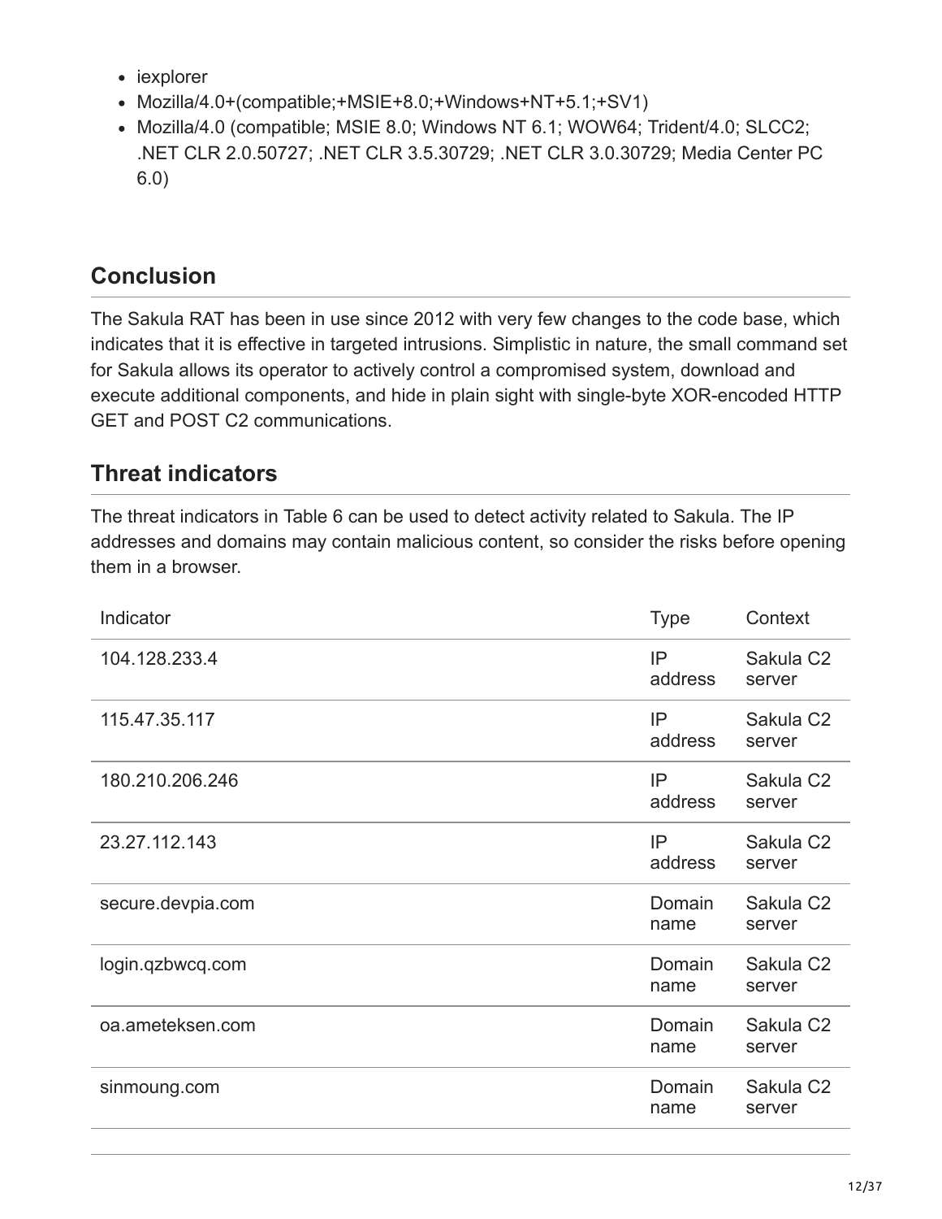- iexplorer
- Mozilla/4.0+(compatible;+MSIE+8.0;+Windows+NT+5.1;+SV1)
- Mozilla/4.0 (compatible; MSIE 8.0; Windows NT 6.1; WOW64; Trident/4.0; SLCC2; .NET CLR 2.0.50727; .NET CLR 3.5.30729; .NET CLR 3.0.30729; Media Center PC 6.0)

## Conclusion

The Sakula RAT has been in use since 2012 with very few changes to the code base, which indicates that it is effective in targeted intrusions. Simplistic in nature, the small command set for Sakula allows its operator to actively control a compromised system, download and execute additional components, and hide in plain sight with single-byte XOR-encoded HTTP GET and POST C2 communications.

## Threat indicators

The threat indicators in Table 6 can be used to detect activity related to Sakula. The IP addresses and domains may contain malicious content, so consider the risks before opening them in a browser.

| Indicator | Type | Context |
|---|---|---|
| 104.128.233.4 | IP address | Sakula C2 server |
| 115.47.35.117 | IP address | Sakula C2 server |
| 180.210.206.246 | IP address | Sakula C2 server |
| 23.27.112.143 | IP address | Sakula C2 server |
| secure.devpia.com | Domain name | Sakula C2 server |
| login.qzbwcq.com | Domain name | Sakula C2 server |
| oa.ameteksen.com | Domain name | Sakula C2 server |
| sinmoung.com | Domain name | Sakula C2 server |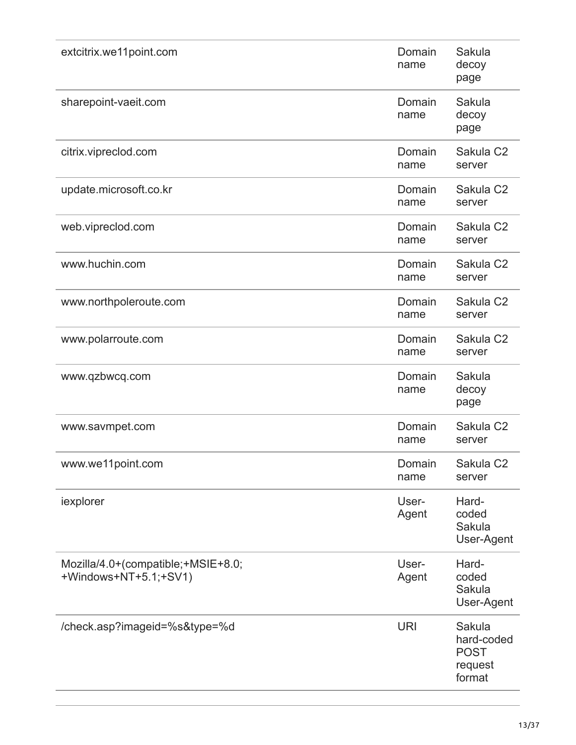| | | |
|---|---|---|
| extcitrix.we11point.com | Domain name | Sakula decoy page |
| sharepoint-vaeit.com | Domain name | Sakula decoy page |
| citrix.vipreclod.com | Domain name | Sakula C2 server |
| update.microsoft.co.kr | Domain name | Sakula C2 server |
| web.vipreclod.com | Domain name | Sakula C2 server |
| www.huchin.com | Domain name | Sakula C2 server |
| www.northpoleroute.com | Domain name | Sakula C2 server |
| www.polarroute.com | Domain name | Sakula C2 server |
| www.qzbwcq.com | Domain name | Sakula decoy page |
| www.savmpet.com | Domain name | Sakula C2 server |
| www.we11point.com | Domain name | Sakula C2 server |
| iexplorer | User-Agent | Hard-coded Sakula User-Agent |
| Mozilla/4.0+(compatible;+MSIE+8.0;+Windows+NT+5.1;+SV1) | User-Agent | Hard-coded Sakula User-Agent |
| /check.asp?imageid=%s&type=%d | URI | Sakula hard-coded POST request format |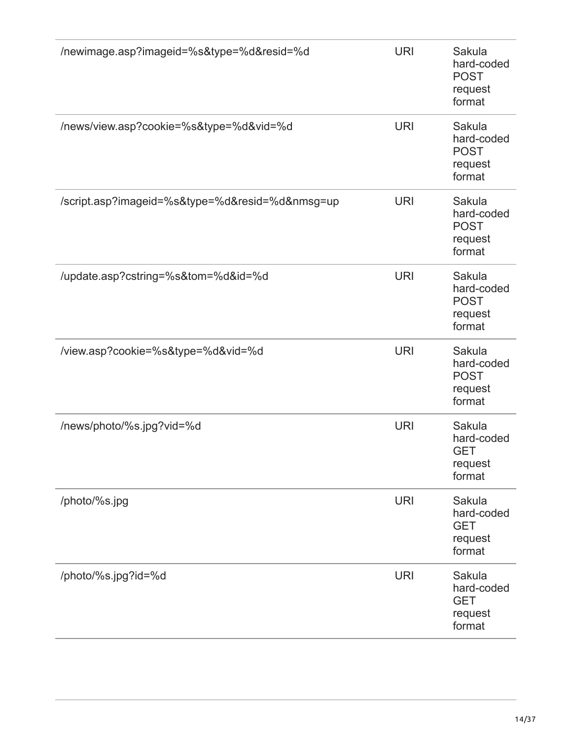| | | |
|---|---|---|
| /newimage.asp?imageid=%s&type=%d&resid=%d | URI | Sakula hard-coded POST request format |
| /news/view.asp?cookie=%s&type=%d&vid=%d | URI | Sakula hard-coded POST request format |
| /script.asp?imageid=%s&type=%d&resid=%d&nmsg=up | URI | Sakula hard-coded POST request format |
| /update.asp?cstring=%s&tom=%d&id=%d | URI | Sakula hard-coded POST request format |
| /view.asp?cookie=%s&type=%d&vid=%d | URI | Sakula hard-coded POST request format |
| /news/photo/%s.jpg?vid=%d | URI | Sakula hard-coded GET request format |
| /photo/%s.jpg | URI | Sakula hard-coded GET request format |
| /photo/%s.jpg?id=%d | URI | Sakula hard-coded GET request format |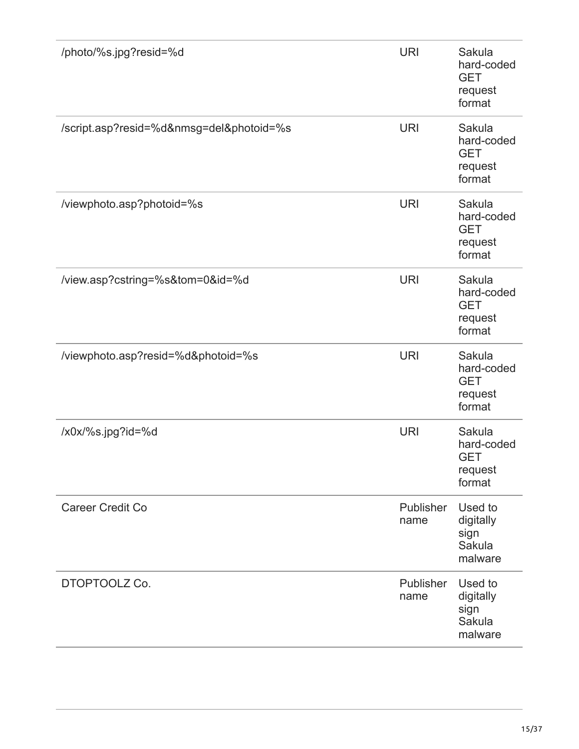| | | |
|---|---|---|
| /photo/%s.jpg?resid=%d | URI | Sakula hard-coded GET request format |
| /script.asp?resid=%d&nmsg=del&photoid=%s | URI | Sakula hard-coded GET request format |
| /viewphoto.asp?photoid=%s | URI | Sakula hard-coded GET request format |
| /view.asp?cstring=%s&tom=0&id=%d | URI | Sakula hard-coded GET request format |
| /viewphoto.asp?resid=%d&photoid=%s | URI | Sakula hard-coded GET request format |
| /x0x/%s.jpg?id=%d | URI | Sakula hard-coded GET request format |
| Career Credit Co | Publisher name | Used to digitally sign Sakula malware |
| DTOPTOOLZ Co. | Publisher name | Used to digitally sign Sakula malware |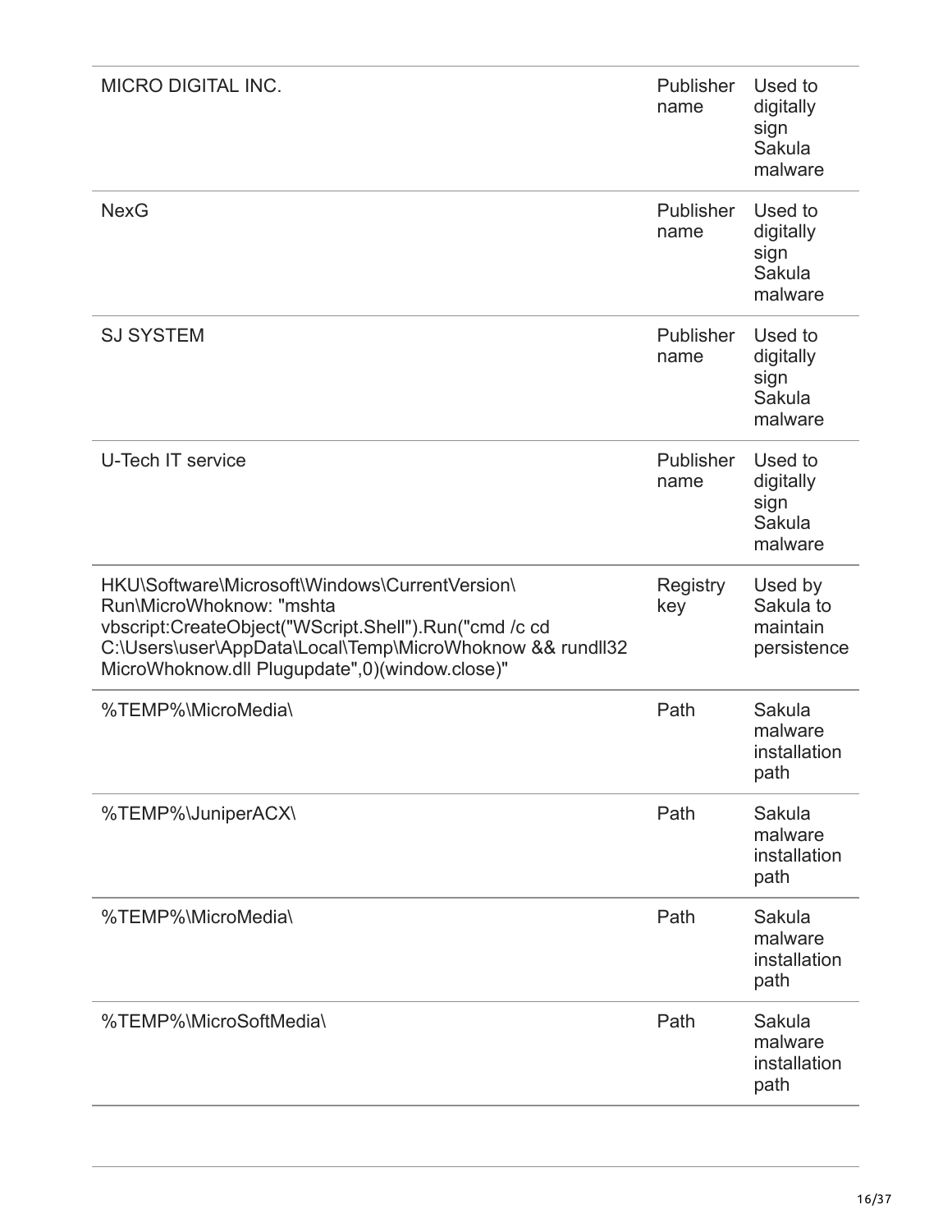| | | |
|---|---|---|
| MICRO DIGITAL INC. | Publisher name | Used to digitally sign Sakula malware |
| NexG | Publisher name | Used to digitally sign Sakula malware |
| SJ SYSTEM | Publisher name | Used to digitally sign Sakula malware |
| U-Tech IT service | Publisher name | Used to digitally sign Sakula malware |
| HKU\Software\Microsoft\Windows\CurrentVersion\Run\MicroWhoknow: "mshta vbscript:CreateObject("WScript.Shell").Run("cmd /c cd C:\Users\user\AppData\Local\Temp\MicroWhoknow && rundll32 MicroWhoknow.dll Plugupdate",0)(window.close)" | Registry key | Used by Sakula to maintain persistence |
| %TEMP%\MicroMedia\ | Path | Sakula malware installation path |
| %TEMP%\JuniperACX\ | Path | Sakula malware installation path |
| %TEMP%\MicroMedia\ | Path | Sakula malware installation path |
| %TEMP%\MicroSoftMedia\ | Path | Sakula malware installation path |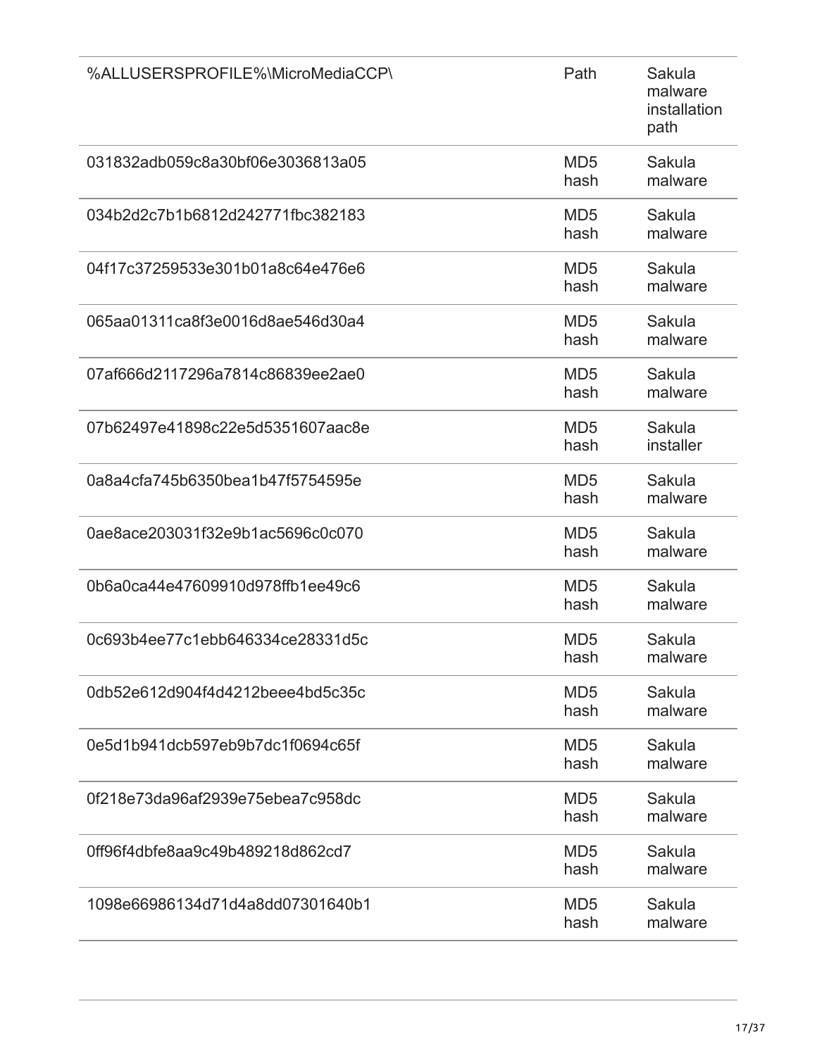| | | |
|---|---|---|
| %ALLUSERSPROFILE%\MicroMediaCCP\ | Path | Sakula malware installation path |
| 031832adb059c8a30bf06e3036813a05 | MD5 hash | Sakula malware |
| 034b2d2c7b1b6812d242771fbc382183 | MD5 hash | Sakula malware |
| 04f17c37259533e301b01a8c64e476e6 | MD5 hash | Sakula malware |
| 065aa01311ca8f3e0016d8ae546d30a4 | MD5 hash | Sakula malware |
| 07af666d2117296a7814c86839ee2ae0 | MD5 hash | Sakula malware |
| 07b62497e41898c22e5d5351607aac8e | MD5 hash | Sakula installer |
| 0a8a4cfa745b6350bea1b47f5754595e | MD5 hash | Sakula malware |
| 0ae8ace203031f32e9b1ac5696c0c070 | MD5 hash | Sakula malware |
| 0b6a0ca44e47609910d978ffb1ee49c6 | MD5 hash | Sakula malware |
| 0c693b4ee77c1ebb646334ce28331d5c | MD5 hash | Sakula malware |
| 0db52e612d904f4d4212beee4bd5c35c | MD5 hash | Sakula malware |
| 0e5d1b941dcb597eb9b7dc1f0694c65f | MD5 hash | Sakula malware |
| 0f218e73da96af2939e75ebea7c958dc | MD5 hash | Sakula malware |
| 0ff96f4dbfe8aa9c49b489218d862cd7 | MD5 hash | Sakula malware |
| 1098e66986134d71d4a8dd07301640b1 | MD5 hash | Sakula malware |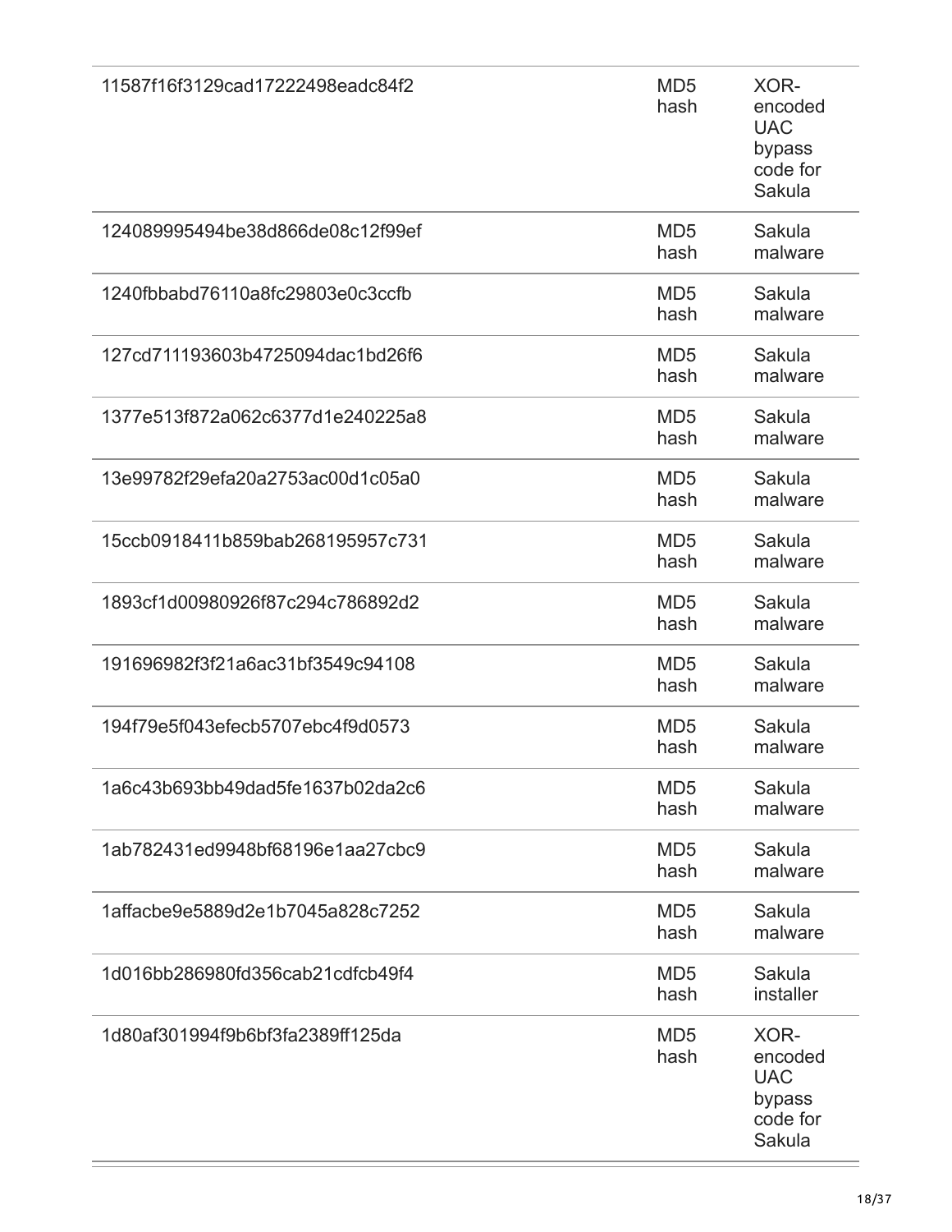| | | |
|---|---|---|
| 11587f16f3129cad17222498eadc84f2 | MD5 hash | XOR-encoded UAC bypass code for Sakula |
| 124089995494be38d866de08c12f99ef | MD5 hash | Sakula malware |
| 1240fbbabd76110a8fc29803e0c3ccfb | MD5 hash | Sakula malware |
| 127cd711193603b4725094dac1bd26f6 | MD5 hash | Sakula malware |
| 1377e513f872a062c6377d1e240225a8 | MD5 hash | Sakula malware |
| 13e99782f29efa20a2753ac00d1c05a0 | MD5 hash | Sakula malware |
| 15ccb0918411b859bab268195957c731 | MD5 hash | Sakula malware |
| 1893cf1d00980926f87c294c786892d2 | MD5 hash | Sakula malware |
| 191696982f3f21a6ac31bf3549c94108 | MD5 hash | Sakula malware |
| 194f79e5f043efecb5707ebc4f9d0573 | MD5 hash | Sakula malware |
| 1a6c43b693bb49dad5fe1637b02da2c6 | MD5 hash | Sakula malware |
| 1ab782431ed9948bf68196e1aa27cbc9 | MD5 hash | Sakula malware |
| 1affacbe9e5889d2e1b7045a828c7252 | MD5 hash | Sakula malware |
| 1d016bb286980fd356cab21cdfcb49f4 | MD5 hash | Sakula installer |
| 1d80af301994f9b6bf3fa2389ff125da | MD5 hash | XOR-encoded UAC bypass code for Sakula |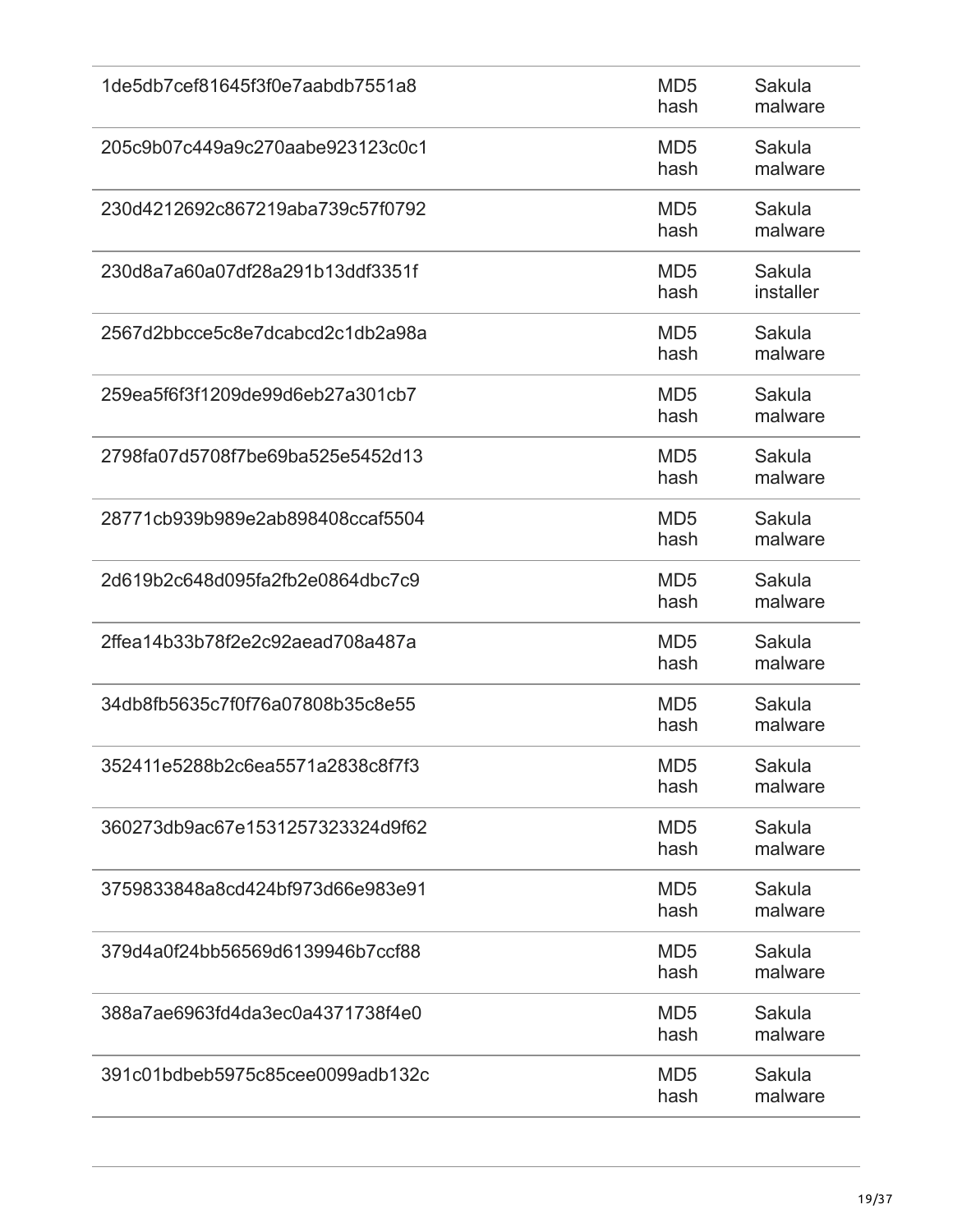| | | |
|---|---|---|
| 1de5db7cef81645f3f0e7aabdb7551a8 | MD5 hash | Sakula malware |
| 205c9b07c449a9c270aabe923123c0c1 | MD5 hash | Sakula malware |
| 230d4212692c867219aba739c57f0792 | MD5 hash | Sakula malware |
| 230d8a7a60a07df28a291b13ddf3351f | MD5 hash | Sakula installer |
| 2567d2bbcce5c8e7dcabcd2c1db2a98a | MD5 hash | Sakula malware |
| 259ea5f6f3f1209de99d6eb27a301cb7 | MD5 hash | Sakula malware |
| 2798fa07d5708f7be69ba525e5452d13 | MD5 hash | Sakula malware |
| 28771cb939b989e2ab898408ccaf5504 | MD5 hash | Sakula malware |
| 2d619b2c648d095fa2fb2e0864dbc7c9 | MD5 hash | Sakula malware |
| 2ffea14b33b78f2e2c92aead708a487a | MD5 hash | Sakula malware |
| 34db8fb5635c7f0f76a07808b35c8e55 | MD5 hash | Sakula malware |
| 352411e5288b2c6ea5571a2838c8f7f3 | MD5 hash | Sakula malware |
| 360273db9ac67e1531257323324d9f62 | MD5 hash | Sakula malware |
| 3759833848a8cd424bf973d66e983e91 | MD5 hash | Sakula malware |
| 379d4a0f24bb56569d6139946b7ccf88 | MD5 hash | Sakula malware |
| 388a7ae6963fd4da3ec0a4371738f4e0 | MD5 hash | Sakula malware |
| 391c01bdbeb5975c85cee0099adb132c | MD5 hash | Sakula malware |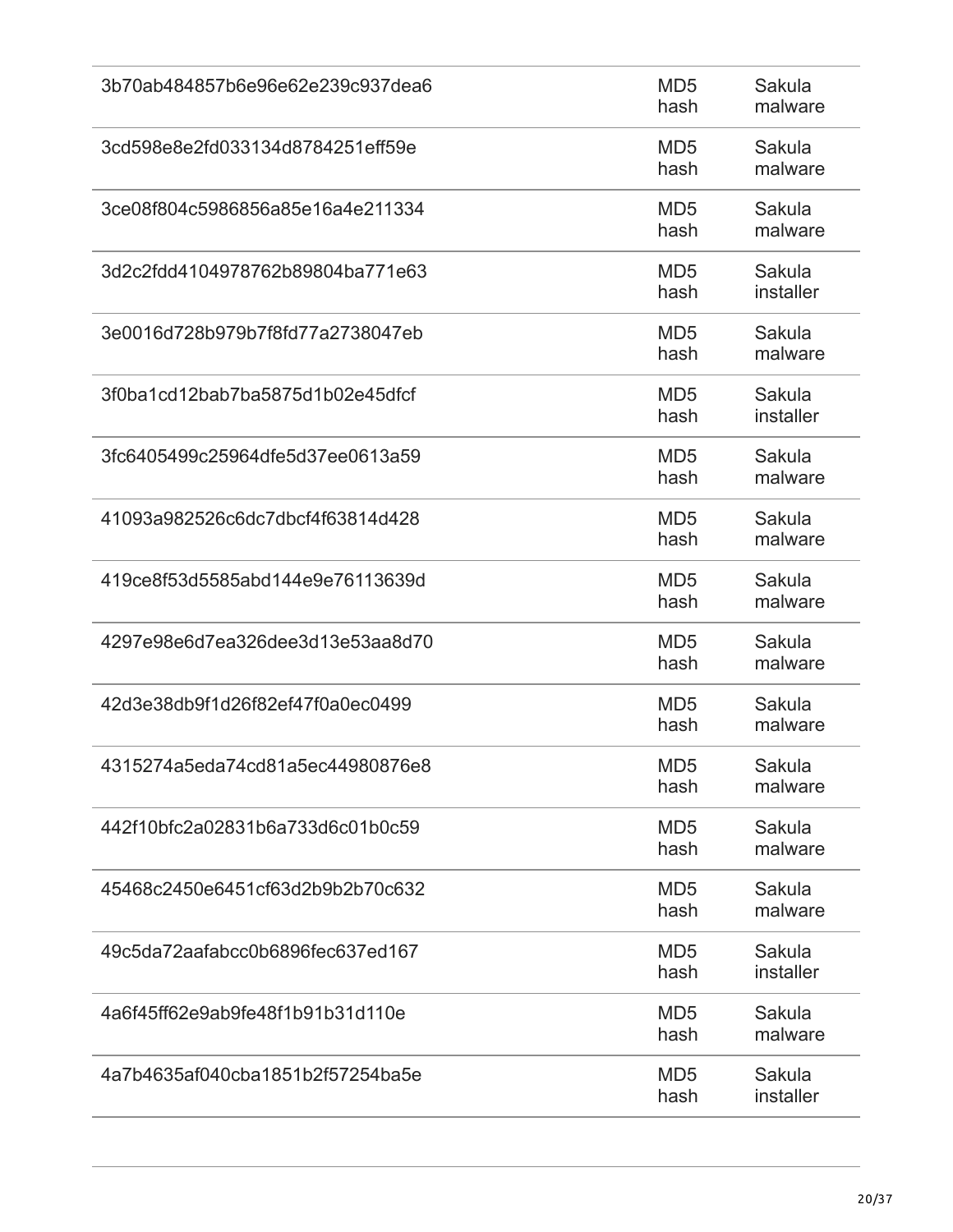| | | |
|---|---|---|
| 3b70ab484857b6e96e62e239c937dea6 | MD5 hash | Sakula malware |
| 3cd598e8e2fd033134d8784251eff59e | MD5 hash | Sakula malware |
| 3ce08f804c5986856a85e16a4e211334 | MD5 hash | Sakula malware |
| 3d2c2fdd4104978762b89804ba771e63 | MD5 hash | Sakula installer |
| 3e0016d728b979b7f8fd77a2738047eb | MD5 hash | Sakula malware |
| 3f0ba1cd12bab7ba5875d1b02e45dfcf | MD5 hash | Sakula installer |
| 3fc6405499c25964dfe5d37ee0613a59 | MD5 hash | Sakula malware |
| 41093a982526c6dc7dbcf4f63814d428 | MD5 hash | Sakula malware |
| 419ce8f53d5585abd144e9e76113639d | MD5 hash | Sakula malware |
| 4297e98e6d7ea326dee3d13e53aa8d70 | MD5 hash | Sakula malware |
| 42d3e38db9f1d26f82ef47f0a0ec0499 | MD5 hash | Sakula malware |
| 4315274a5eda74cd81a5ec44980876e8 | MD5 hash | Sakula malware |
| 442f10bfc2a02831b6a733d6c01b0c59 | MD5 hash | Sakula malware |
| 45468c2450e6451cf63d2b9b2b70c632 | MD5 hash | Sakula malware |
| 49c5da72aafabcc0b6896fec637ed167 | MD5 hash | Sakula installer |
| 4a6f45ff62e9ab9fe48f1b91b31d110e | MD5 hash | Sakula malware |
| 4a7b4635af040cba1851b2f57254ba5e | MD5 hash | Sakula installer |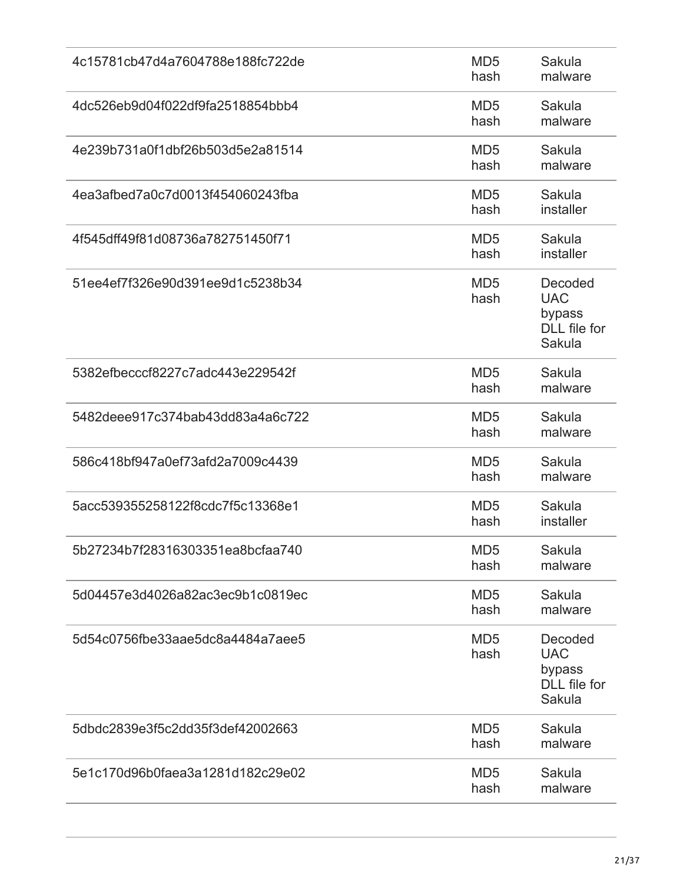| | | |
|---|---|---|
| 4c15781cb47d4a7604788e188fc722de | MD5 hash | Sakula malware |
| 4dc526eb9d04f022df9fa2518854bbb4 | MD5 hash | Sakula malware |
| 4e239b731a0f1dbf26b503d5e2a81514 | MD5 hash | Sakula malware |
| 4ea3afbed7a0c7d0013f454060243fba | MD5 hash | Sakula installer |
| 4f545dff49f81d08736a782751450f71 | MD5 hash | Sakula installer |
| 51ee4ef7f326e90d391ee9d1c5238b34 | MD5 hash | Decoded UAC bypass DLL file for Sakula |
| 5382efbecccf8227c7adc443e229542f | MD5 hash | Sakula malware |
| 5482deee917c374bab43dd83a4a6c722 | MD5 hash | Sakula malware |
| 586c418bf947a0ef73afd2a7009c4439 | MD5 hash | Sakula malware |
| 5acc539355258122f8cdc7f5c13368e1 | MD5 hash | Sakula installer |
| 5b27234b7f28316303351ea8bcfaa740 | MD5 hash | Sakula malware |
| 5d04457e3d4026a82ac3ec9b1c0819ec | MD5 hash | Sakula malware |
| 5d54c0756fbe33aae5dc8a4484a7aee5 | MD5 hash | Decoded UAC bypass DLL file for Sakula |
| 5dbdc2839e3f5c2dd35f3def42002663 | MD5 hash | Sakula malware |
| 5e1c170d96b0faea3a1281d182c29e02 | MD5 hash | Sakula malware |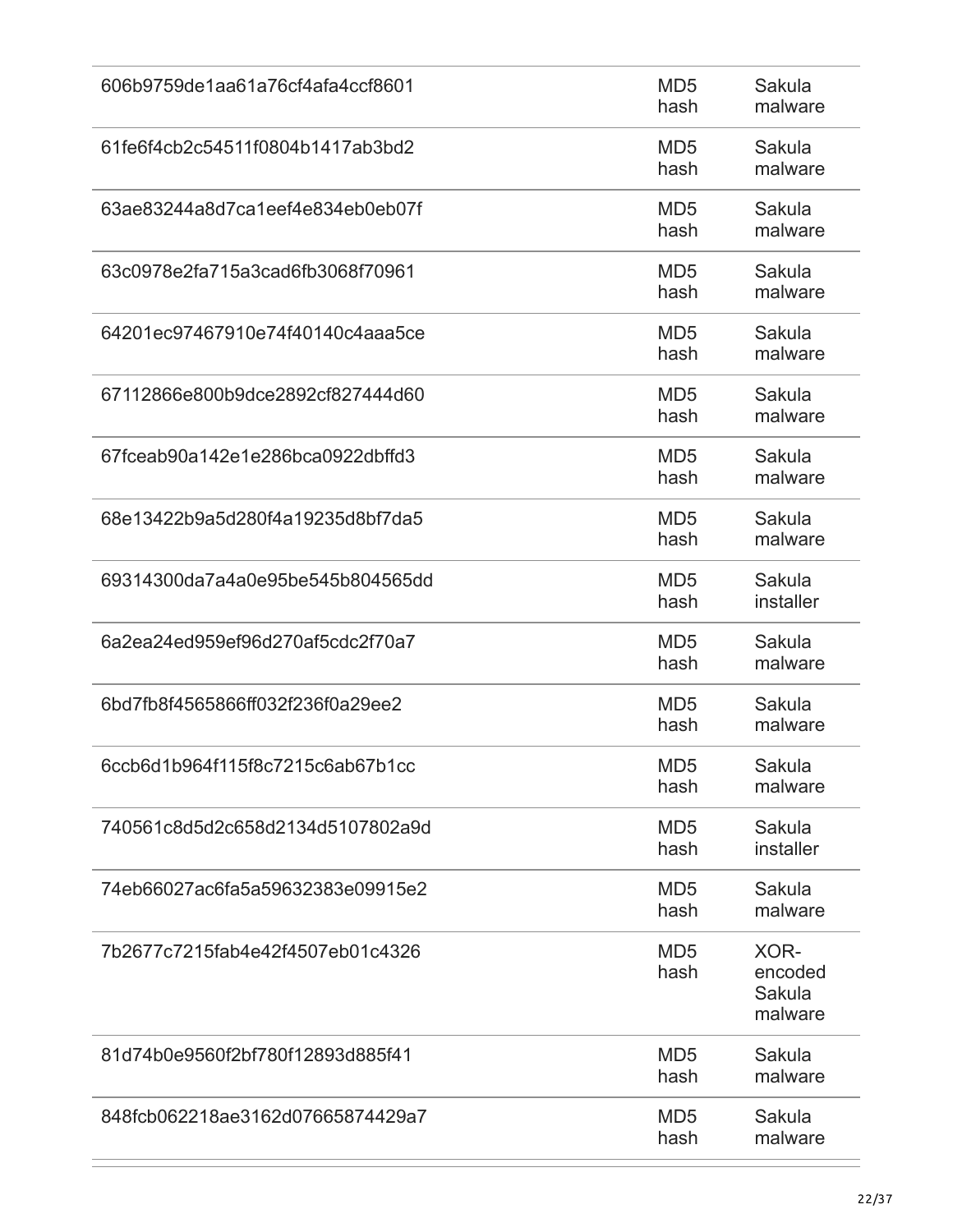| | | |
|---|---|---|
| 606b9759de1aa61a76cf4afa4ccf8601 | MD5 hash | Sakula malware |
| 61fe6f4cb2c54511f0804b1417ab3bd2 | MD5 hash | Sakula malware |
| 63ae83244a8d7ca1eef4e834eb0eb07f | MD5 hash | Sakula malware |
| 63c0978e2fa715a3cad6fb3068f70961 | MD5 hash | Sakula malware |
| 64201ec97467910e74f40140c4aaa5ce | MD5 hash | Sakula malware |
| 67112866e800b9dce2892cf827444d60 | MD5 hash | Sakula malware |
| 67fceab90a142e1e286bca0922dbffd3 | MD5 hash | Sakula malware |
| 68e13422b9a5d280f4a19235d8bf7da5 | MD5 hash | Sakula malware |
| 69314300da7a4a0e95be545b804565dd | MD5 hash | Sakula installer |
| 6a2ea24ed959ef96d270af5cdc2f70a7 | MD5 hash | Sakula malware |
| 6bd7fb8f4565866ff032f236f0a29ee2 | MD5 hash | Sakula malware |
| 6ccb6d1b964f115f8c7215c6ab67b1cc | MD5 hash | Sakula malware |
| 740561c8d5d2c658d2134d5107802a9d | MD5 hash | Sakula installer |
| 74eb66027ac6fa5a59632383e09915e2 | MD5 hash | Sakula malware |
| 7b2677c7215fab4e42f4507eb01c4326 | MD5 hash | XOR-encoded Sakula malware |
| 81d74b0e9560f2bf780f12893d885f41 | MD5 hash | Sakula malware |
| 848fcb062218ae3162d07665874429a7 | MD5 hash | Sakula malware |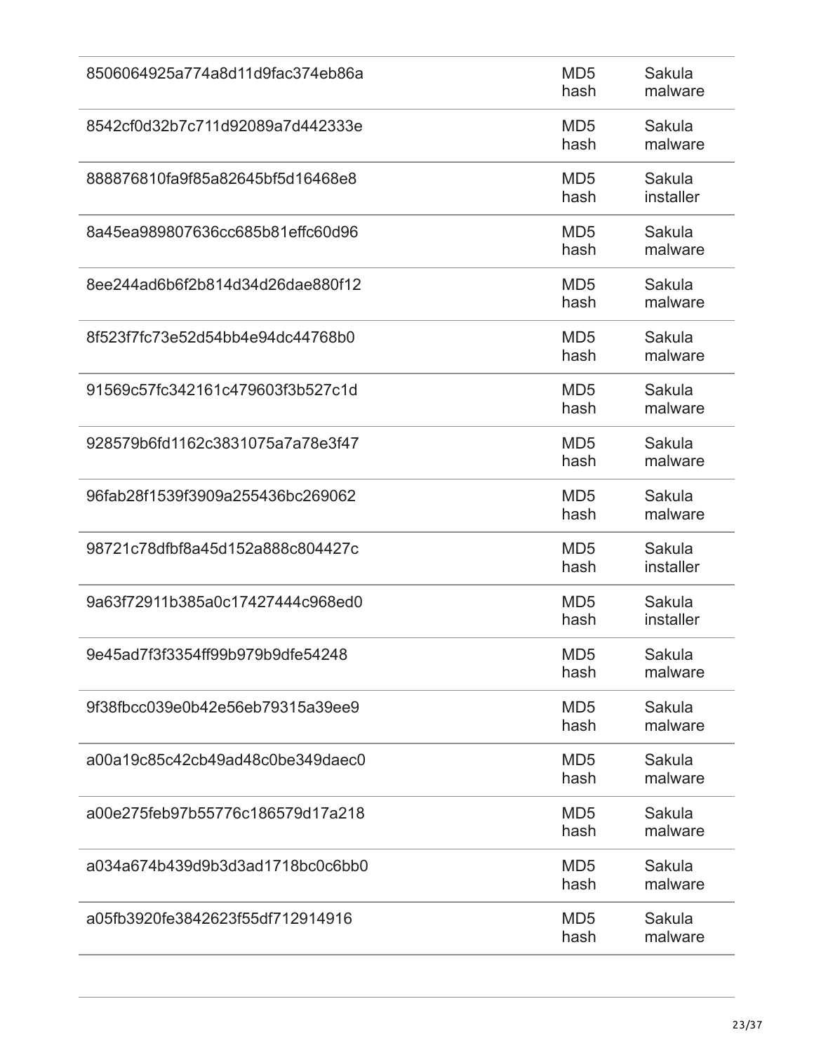| | | |
|---|---|---|
| 8506064925a774a8d11d9fac374eb86a | MD5 hash | Sakula malware |
| 8542cf0d32b7c711d92089a7d442333e | MD5 hash | Sakula malware |
| 888876810fa9f85a82645bf5d16468e8 | MD5 hash | Sakula installer |
| 8a45ea989807636cc685b81effc60d96 | MD5 hash | Sakula malware |
| 8ee244ad6b6f2b814d34d26dae880f12 | MD5 hash | Sakula malware |
| 8f523f7fc73e52d54bb4e94dc44768b0 | MD5 hash | Sakula malware |
| 91569c57fc342161c479603f3b527c1d | MD5 hash | Sakula malware |
| 928579b6fd1162c3831075a7a78e3f47 | MD5 hash | Sakula malware |
| 96fab28f1539f3909a255436bc269062 | MD5 hash | Sakula malware |
| 98721c78dfbf8a45d152a888c804427c | MD5 hash | Sakula installer |
| 9a63f72911b385a0c17427444c968ed0 | MD5 hash | Sakula installer |
| 9e45ad7f3f3354ff99b979b9dfe54248 | MD5 hash | Sakula malware |
| 9f38fbcc039e0b42e56eb79315a39ee9 | MD5 hash | Sakula malware |
| a00a19c85c42cb49ad48c0be349daec0 | MD5 hash | Sakula malware |
| a00e275feb97b55776c186579d17a218 | MD5 hash | Sakula malware |
| a034a674b439d9b3d3ad1718bc0c6bb0 | MD5 hash | Sakula malware |
| a05fb3920fe3842623f55df712914916 | MD5 hash | Sakula malware |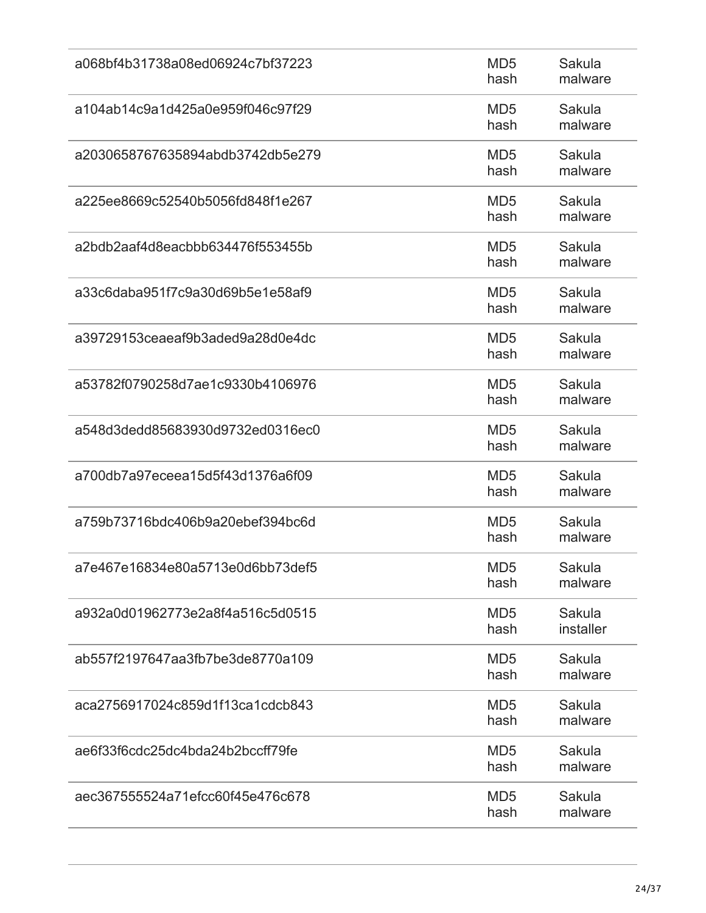| | | |
|---|---|---|
| a068bf4b31738a08ed06924c7bf37223 | MD5 hash | Sakula malware |
| a104ab14c9a1d425a0e959f046c97f29 | MD5 hash | Sakula malware |
| a2030658767635894abdb3742db5e279 | MD5 hash | Sakula malware |
| a225ee8669c52540b5056fd848f1e267 | MD5 hash | Sakula malware |
| a2bdb2aaf4d8eacbbb634476f553455b | MD5 hash | Sakula malware |
| a33c6daba951f7c9a30d69b5e1e58af9 | MD5 hash | Sakula malware |
| a39729153ceaeaf9b3aded9a28d0e4dc | MD5 hash | Sakula malware |
| a53782f0790258d7ae1c9330b4106976 | MD5 hash | Sakula malware |
| a548d3dedd85683930d9732ed0316ec0 | MD5 hash | Sakula malware |
| a700db7a97eceea15d5f43d1376a6f09 | MD5 hash | Sakula malware |
| a759b73716bdc406b9a20ebef394bc6d | MD5 hash | Sakula malware |
| a7e467e16834e80a5713e0d6bb73def5 | MD5 hash | Sakula malware |
| a932a0d01962773e2a8f4a516c5d0515 | MD5 hash | Sakula installer |
| ab557f2197647aa3fb7be3de8770a109 | MD5 hash | Sakula malware |
| aca2756917024c859d1f13ca1cdcb843 | MD5 hash | Sakula malware |
| ae6f33f6cdc25dc4bda24b2bccff79fe | MD5 hash | Sakula malware |
| aec367555524a71efcc60f45e476c678 | MD5 hash | Sakula malware |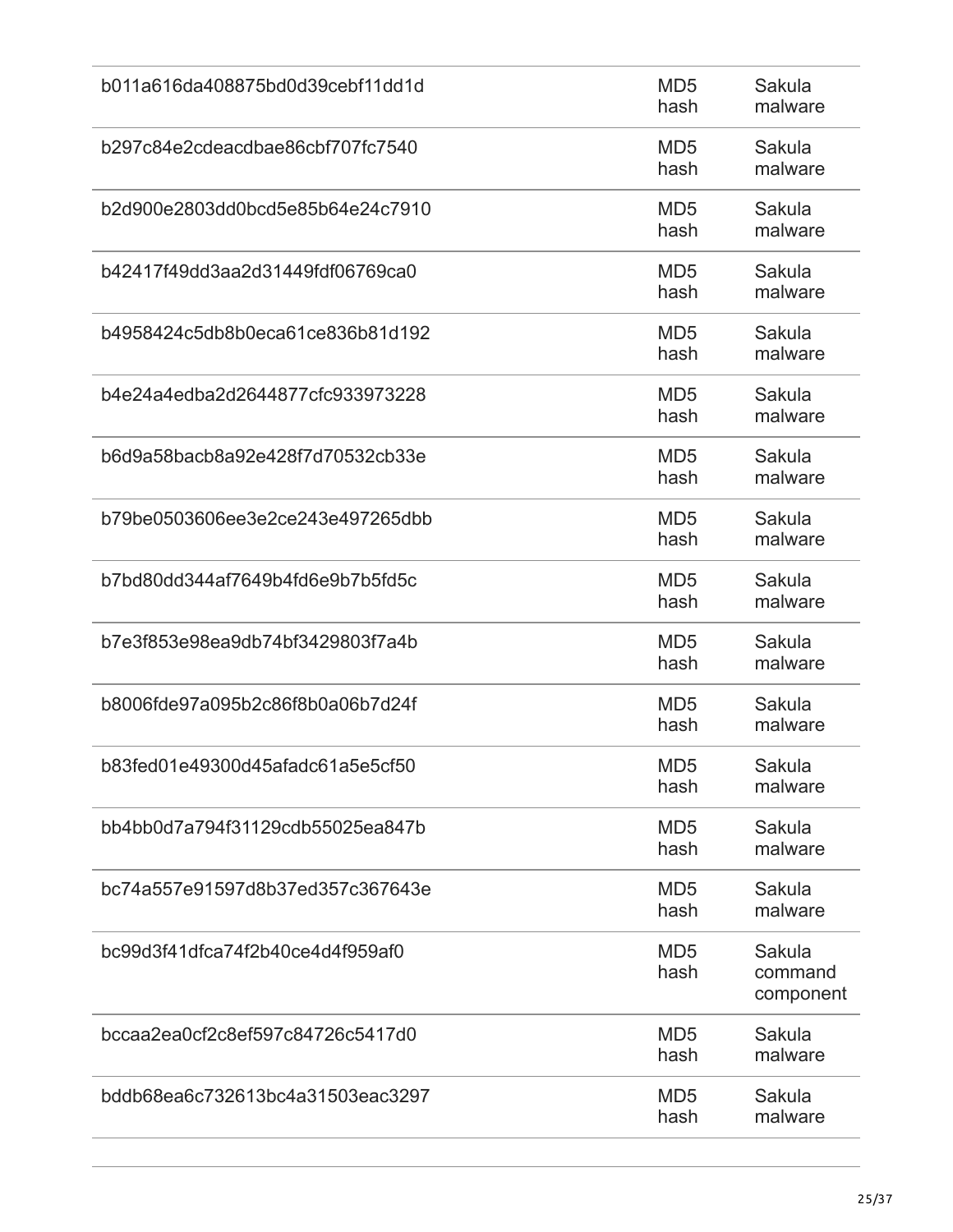| | | |
|---|---|---|
| b011a616da408875bd0d39cebf11dd1d | MD5 hash | Sakula malware |
| b297c84e2cdeacdbae86cbf707fc7540 | MD5 hash | Sakula malware |
| b2d900e2803dd0bcd5e85b64e24c7910 | MD5 hash | Sakula malware |
| b42417f49dd3aa2d31449fdf06769ca0 | MD5 hash | Sakula malware |
| b4958424c5db8b0eca61ce836b81d192 | MD5 hash | Sakula malware |
| b4e24a4edba2d2644877cfc933973228 | MD5 hash | Sakula malware |
| b6d9a58bacb8a92e428f7d70532cb33e | MD5 hash | Sakula malware |
| b79be0503606ee3e2ce243e497265dbb | MD5 hash | Sakula malware |
| b7bd80dd344af7649b4fd6e9b7b5fd5c | MD5 hash | Sakula malware |
| b7e3f853e98ea9db74bf3429803f7a4b | MD5 hash | Sakula malware |
| b8006fde97a095b2c86f8b0a06b7d24f | MD5 hash | Sakula malware |
| b83fed01e49300d45afadc61a5e5cf50 | MD5 hash | Sakula malware |
| bb4bb0d7a794f31129cdb55025ea847b | MD5 hash | Sakula malware |
| bc74a557e91597d8b37ed357c367643e | MD5 hash | Sakula malware |
| bc99d3f41dfca74f2b40ce4d4f959af0 | MD5 hash | Sakula command component |
| bccaa2ea0cf2c8ef597c84726c5417d0 | MD5 hash | Sakula malware |
| bddb68ea6c732613bc4a31503eac3297 | MD5 hash | Sakula malware |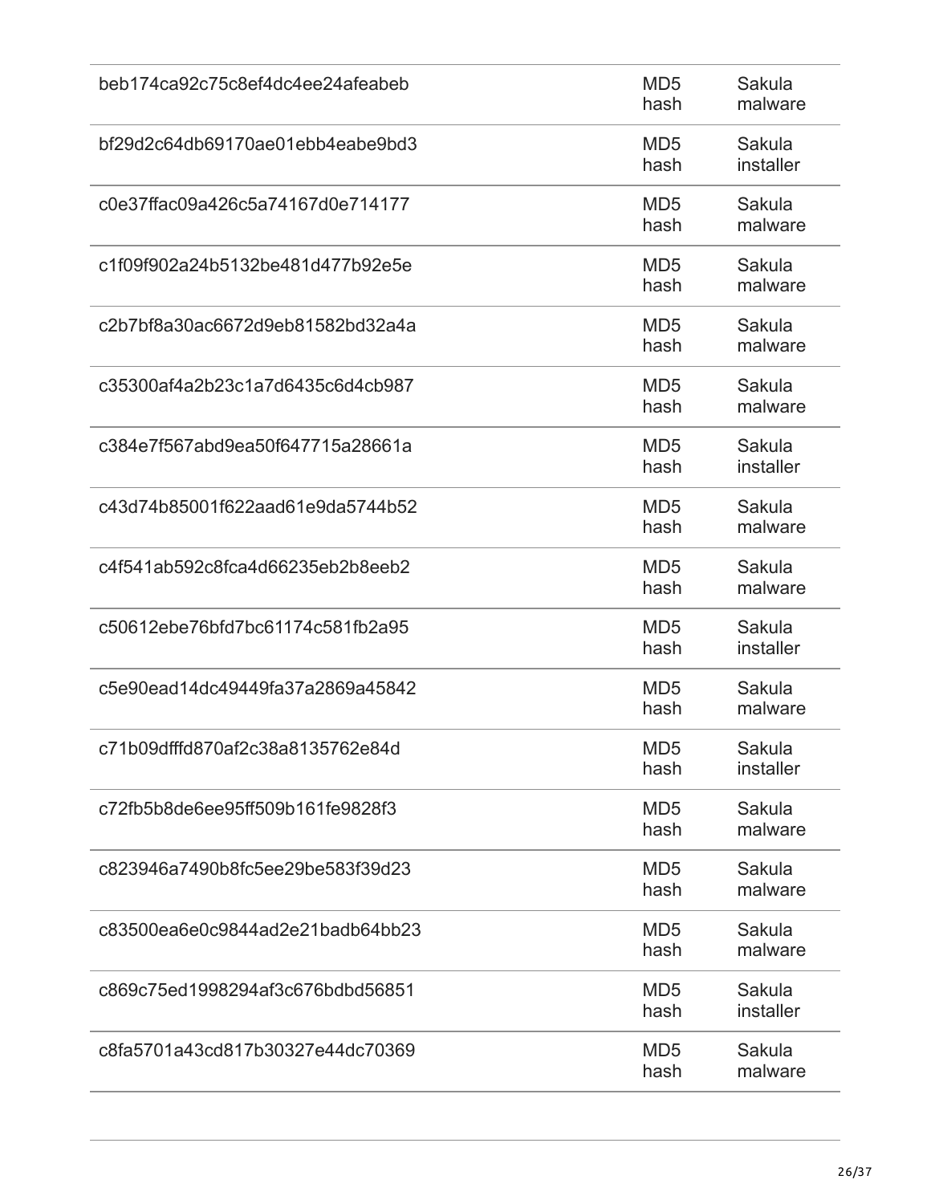| | | |
|---|---|---|
| beb174ca92c75c8ef4dc4ee24afeabeb | MD5 hash | Sakula malware |
| bf29d2c64db69170ae01ebb4eabe9bd3 | MD5 hash | Sakula installer |
| c0e37ffac09a426c5a74167d0e714177 | MD5 hash | Sakula malware |
| c1f09f902a24b5132be481d477b92e5e | MD5 hash | Sakula malware |
| c2b7bf8a30ac6672d9eb81582bd32a4a | MD5 hash | Sakula malware |
| c35300af4a2b23c1a7d6435c6d4cb987 | MD5 hash | Sakula malware |
| c384e7f567abd9ea50f647715a28661a | MD5 hash | Sakula installer |
| c43d74b85001f622aad61e9da5744b52 | MD5 hash | Sakula malware |
| c4f541ab592c8fca4d66235eb2b8eeb2 | MD5 hash | Sakula malware |
| c50612ebe76bfd7bc61174c581fb2a95 | MD5 hash | Sakula installer |
| c5e90ead14dc49449fa37a2869a45842 | MD5 hash | Sakula malware |
| c71b09dfffd870af2c38a8135762e84d | MD5 hash | Sakula installer |
| c72fb5b8de6ee95ff509b161fe9828f3 | MD5 hash | Sakula malware |
| c823946a7490b8fc5ee29be583f39d23 | MD5 hash | Sakula malware |
| c83500ea6e0c9844ad2e21badb64bb23 | MD5 hash | Sakula malware |
| c869c75ed1998294af3c676bdbd56851 | MD5 hash | Sakula installer |
| c8fa5701a43cd817b30327e44dc70369 | MD5 hash | Sakula malware |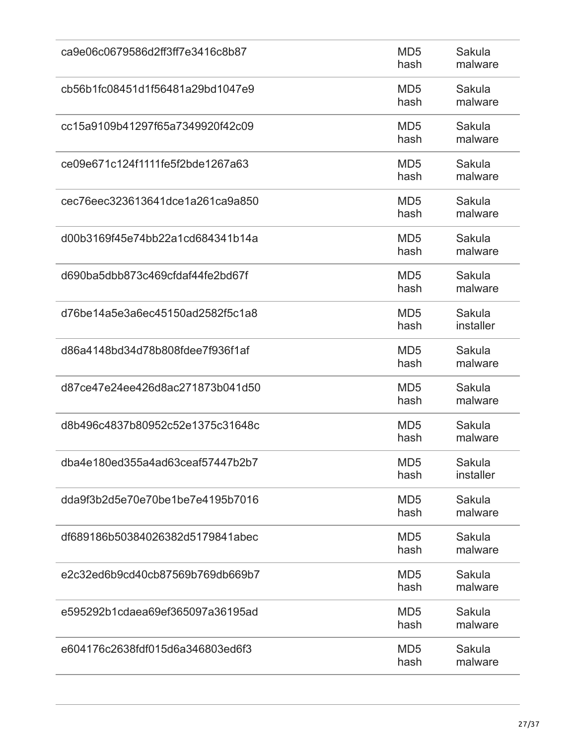| | | |
|---|---|---|
| ca9e06c0679586d2ff3ff7e3416c8b87 | MD5 hash | Sakula malware |
| cb56b1fc08451d1f56481a29bd1047e9 | MD5 hash | Sakula malware |
| cc15a9109b41297f65a7349920f42c09 | MD5 hash | Sakula malware |
| ce09e671c124f1111fe5f2bde1267a63 | MD5 hash | Sakula malware |
| cec76eec323613641dce1a261ca9a850 | MD5 hash | Sakula malware |
| d00b3169f45e74bb22a1cd684341b14a | MD5 hash | Sakula malware |
| d690ba5dbb873c469cfdaf44fe2bd67f | MD5 hash | Sakula malware |
| d76be14a5e3a6ec45150ad2582f5c1a8 | MD5 hash | Sakula installer |
| d86a4148bd34d78b808fdee7f936f1af | MD5 hash | Sakula malware |
| d87ce47e24ee426d8ac271873b041d50 | MD5 hash | Sakula malware |
| d8b496c4837b80952c52e1375c31648c | MD5 hash | Sakula malware |
| dba4e180ed355a4ad63ceaf57447b2b7 | MD5 hash | Sakula installer |
| dda9f3b2d5e70e70be1be7e4195b7016 | MD5 hash | Sakula malware |
| df689186b50384026382d5179841abec | MD5 hash | Sakula malware |
| e2c32ed6b9cd40cb87569b769db669b7 | MD5 hash | Sakula malware |
| e595292b1cdaea69ef365097a36195ad | MD5 hash | Sakula malware |
| e604176c2638fdf015d6a346803ed6f3 | MD5 hash | Sakula malware |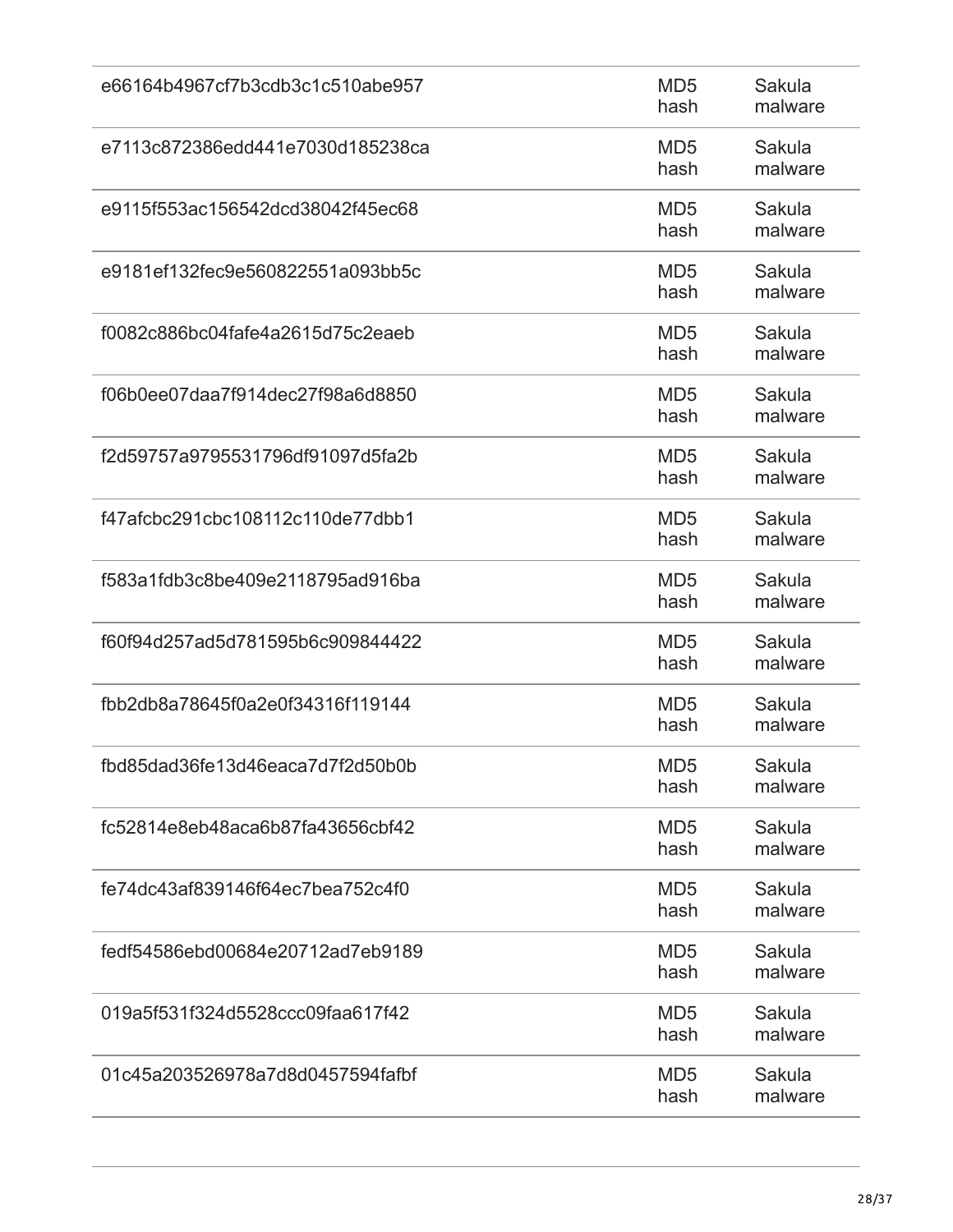| | | |
|---|---|---|
| e66164b4967cf7b3cdb3c1c510abe957 | MD5 hash | Sakula malware |
| e7113c872386edd441e7030d185238ca | MD5 hash | Sakula malware |
| e9115f553ac156542dcd38042f45ec68 | MD5 hash | Sakula malware |
| e9181ef132fec9e560822551a093bb5c | MD5 hash | Sakula malware |
| f0082c886bc04fafe4a2615d75c2eaeb | MD5 hash | Sakula malware |
| f06b0ee07daa7f914dec27f98a6d8850 | MD5 hash | Sakula malware |
| f2d59757a9795531796df91097d5fa2b | MD5 hash | Sakula malware |
| f47afcbc291cbc108112c110de77dbb1 | MD5 hash | Sakula malware |
| f583a1fdb3c8be409e2118795ad916ba | MD5 hash | Sakula malware |
| f60f94d257ad5d781595b6c909844422 | MD5 hash | Sakula malware |
| fbb2db8a78645f0a2e0f34316f119144 | MD5 hash | Sakula malware |
| fbd85dad36fe13d46eaca7d7f2d50b0b | MD5 hash | Sakula malware |
| fc52814e8eb48aca6b87fa43656cbf42 | MD5 hash | Sakula malware |
| fe74dc43af839146f64ec7bea752c4f0 | MD5 hash | Sakula malware |
| fedf54586ebd00684e20712ad7eb9189 | MD5 hash | Sakula malware |
| 019a5f531f324d5528ccc09faa617f42 | MD5 hash | Sakula malware |
| 01c45a203526978a7d8d0457594fafbf | MD5 hash | Sakula malware |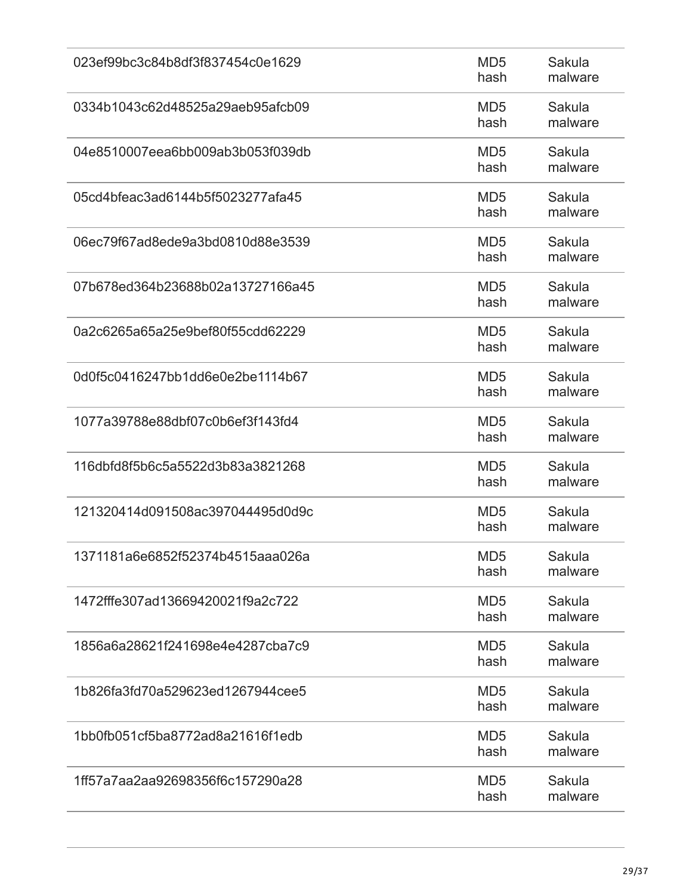| | | |
|---|---|---|
| 023ef99bc3c84b8df3f837454c0e1629 | MD5 hash | Sakula malware |
| 0334b1043c62d48525a29aeb95afcb09 | MD5 hash | Sakula malware |
| 04e8510007eea6bb009ab3b053f039db | MD5 hash | Sakula malware |
| 05cd4bfeac3ad6144b5f5023277afa45 | MD5 hash | Sakula malware |
| 06ec79f67ad8ede9a3bd0810d88e3539 | MD5 hash | Sakula malware |
| 07b678ed364b23688b02a13727166a45 | MD5 hash | Sakula malware |
| 0a2c6265a65a25e9bef80f55cdd62229 | MD5 hash | Sakula malware |
| 0d0f5c0416247bb1dd6e0e2be1114b67 | MD5 hash | Sakula malware |
| 1077a39788e88dbf07c0b6ef3f143fd4 | MD5 hash | Sakula malware |
| 116dbfd8f5b6c5a5522d3b83a3821268 | MD5 hash | Sakula malware |
| 121320414d091508ac397044495d0d9c | MD5 hash | Sakula malware |
| 1371181a6e6852f52374b4515aaa026a | MD5 hash | Sakula malware |
| 1472fffe307ad13669420021f9a2c722 | MD5 hash | Sakula malware |
| 1856a6a28621f241698e4e4287cba7c9 | MD5 hash | Sakula malware |
| 1b826fa3fd70a529623ed1267944cee5 | MD5 hash | Sakula malware |
| 1bb0fb051cf5ba8772ad8a21616f1edb | MD5 hash | Sakula malware |
| 1ff57a7aa2aa92698356f6c157290a28 | MD5 hash | Sakula malware |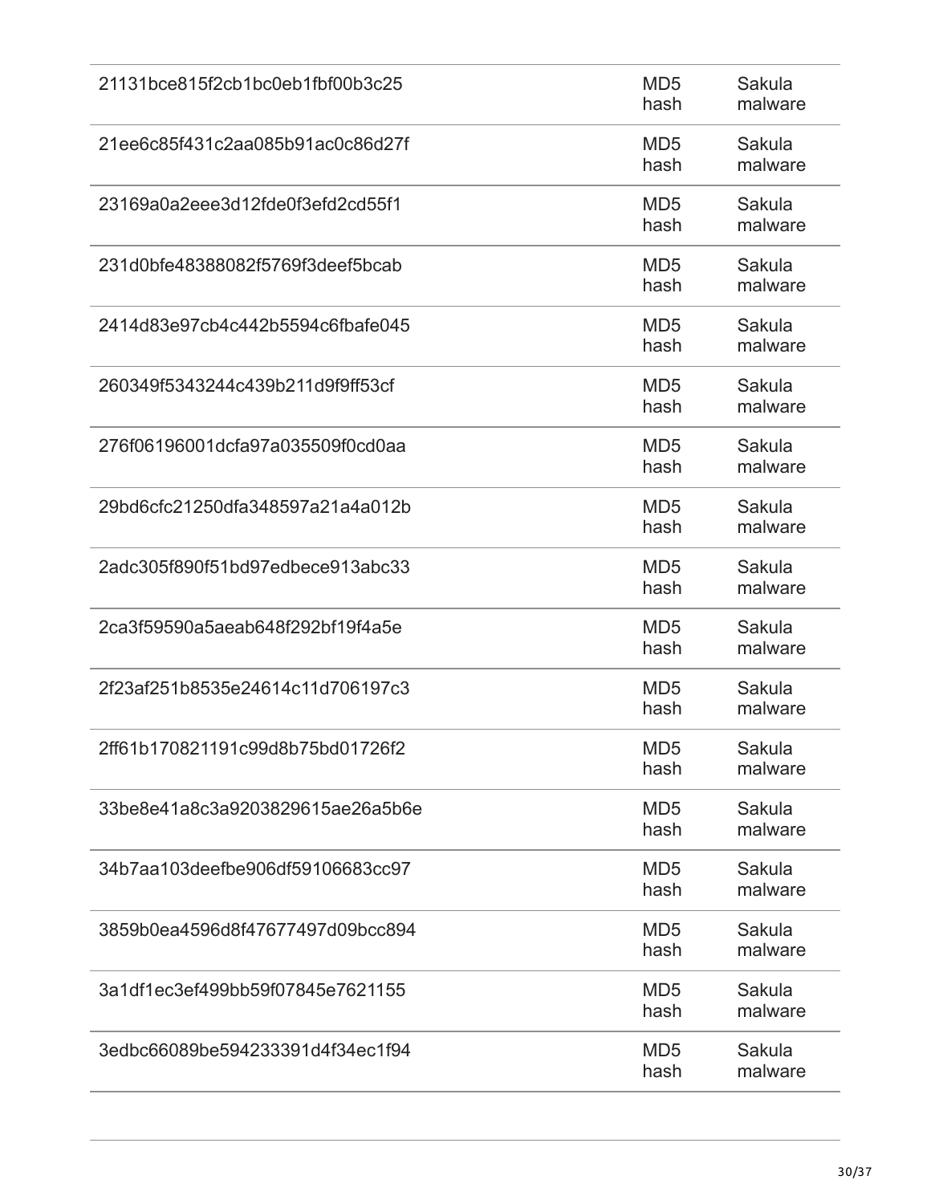| | | |
|---|---|---|
| 21131bce815f2cb1bc0eb1fbf00b3c25 | MD5 hash | Sakula malware |
| 21ee6c85f431c2aa085b91ac0c86d27f | MD5 hash | Sakula malware |
| 23169a0a2eee3d12fde0f3efd2cd55f1 | MD5 hash | Sakula malware |
| 231d0bfe48388082f5769f3deef5bcab | MD5 hash | Sakula malware |
| 2414d83e97cb4c442b5594c6fbafe045 | MD5 hash | Sakula malware |
| 260349f5343244c439b211d9f9ff53cf | MD5 hash | Sakula malware |
| 276f06196001dcfa97a035509f0cd0aa | MD5 hash | Sakula malware |
| 29bd6cfc21250dfa348597a21a4a012b | MD5 hash | Sakula malware |
| 2adc305f890f51bd97edbece913abc33 | MD5 hash | Sakula malware |
| 2ca3f59590a5aeab648f292bf19f4a5e | MD5 hash | Sakula malware |
| 2f23af251b8535e24614c11d706197c3 | MD5 hash | Sakula malware |
| 2ff61b170821191c99d8b75bd01726f2 | MD5 hash | Sakula malware |
| 33be8e41a8c3a9203829615ae26a5b6e | MD5 hash | Sakula malware |
| 34b7aa103deefbe906df59106683cc97 | MD5 hash | Sakula malware |
| 3859b0ea4596d8f47677497d09bcc894 | MD5 hash | Sakula malware |
| 3a1df1ec3ef499bb59f07845e7621155 | MD5 hash | Sakula malware |
| 3edbc66089be594233391d4f34ec1f94 | MD5 hash | Sakula malware |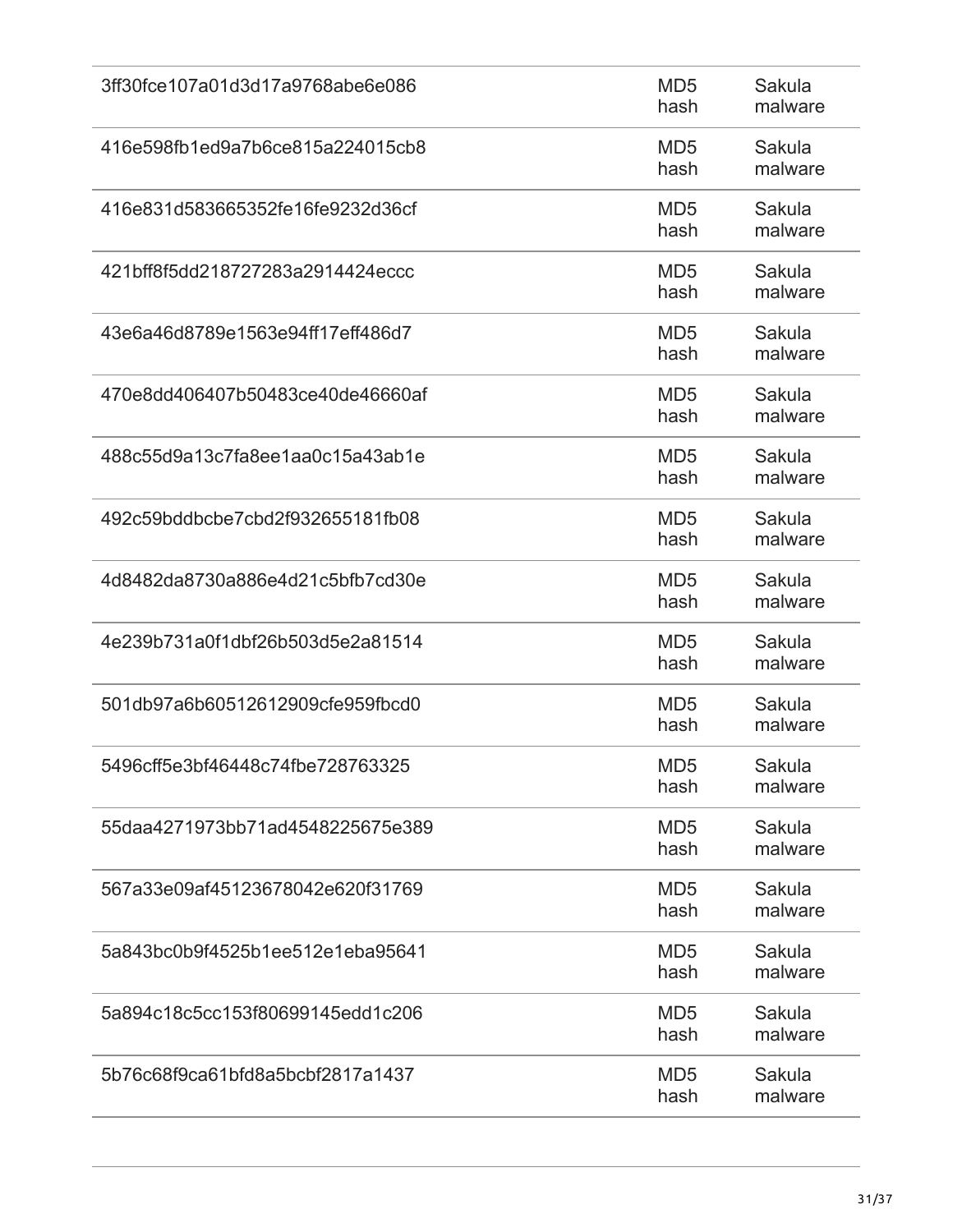| | | |
|---|---|---|
| 3ff30fce107a01d3d17a9768abe6e086 | MD5 hash | Sakula malware |
| 416e598fb1ed9a7b6ce815a224015cb8 | MD5 hash | Sakula malware |
| 416e831d583665352fe16fe9232d36cf | MD5 hash | Sakula malware |
| 421bff8f5dd218727283a2914424eccc | MD5 hash | Sakula malware |
| 43e6a46d8789e1563e94ff17eff486d7 | MD5 hash | Sakula malware |
| 470e8dd406407b50483ce40de46660af | MD5 hash | Sakula malware |
| 488c55d9a13c7fa8ee1aa0c15a43ab1e | MD5 hash | Sakula malware |
| 492c59bddbcbe7cbd2f932655181fb08 | MD5 hash | Sakula malware |
| 4d8482da8730a886e4d21c5bfb7cd30e | MD5 hash | Sakula malware |
| 4e239b731a0f1dbf26b503d5e2a81514 | MD5 hash | Sakula malware |
| 501db97a6b60512612909cfe959fbcd0 | MD5 hash | Sakula malware |
| 5496cff5e3bf46448c74fbe728763325 | MD5 hash | Sakula malware |
| 55daa4271973bb71ad4548225675e389 | MD5 hash | Sakula malware |
| 567a33e09af45123678042e620f31769 | MD5 hash | Sakula malware |
| 5a843bc0b9f4525b1ee512e1eba95641 | MD5 hash | Sakula malware |
| 5a894c18c5cc153f80699145edd1c206 | MD5 hash | Sakula malware |
| 5b76c68f9ca61bfd8a5bcbf2817a1437 | MD5 hash | Sakula malware |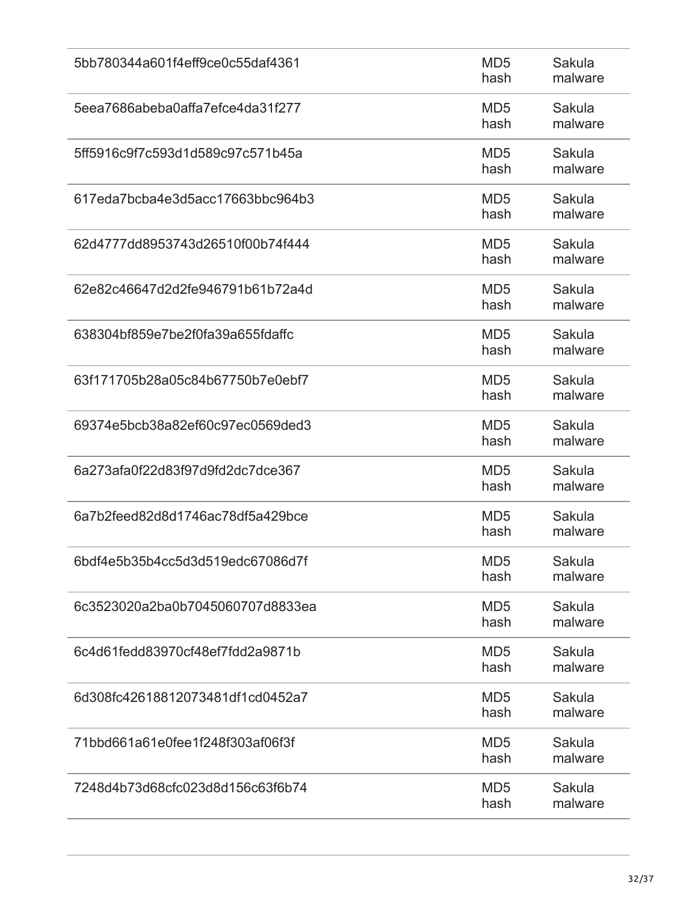| | | |
|---|---|---|
| 5bb780344a601f4eff9ce0c55daf4361 | MD5 hash | Sakula malware |
| 5eea7686abeba0affa7efce4da31f277 | MD5 hash | Sakula malware |
| 5ff5916c9f7c593d1d589c97c571b45a | MD5 hash | Sakula malware |
| 617eda7bcba4e3d5acc17663bbc964b3 | MD5 hash | Sakula malware |
| 62d4777dd8953743d26510f00b74f444 | MD5 hash | Sakula malware |
| 62e82c46647d2d2fe946791b61b72a4d | MD5 hash | Sakula malware |
| 638304bf859e7be2f0fa39a655fdaffc | MD5 hash | Sakula malware |
| 63f171705b28a05c84b67750b7e0ebf7 | MD5 hash | Sakula malware |
| 69374e5bcb38a82ef60c97ec0569ded3 | MD5 hash | Sakula malware |
| 6a273afa0f22d83f97d9fd2dc7dce367 | MD5 hash | Sakula malware |
| 6a7b2feed82d8d1746ac78df5a429bce | MD5 hash | Sakula malware |
| 6bdf4e5b35b4cc5d3d519edc67086d7f | MD5 hash | Sakula malware |
| 6c3523020a2ba0b7045060707d8833ea | MD5 hash | Sakula malware |
| 6c4d61fedd83970cf48ef7fdd2a9871b | MD5 hash | Sakula malware |
| 6d308fc42618812073481df1cd0452a7 | MD5 hash | Sakula malware |
| 71bbd661a61e0fee1f248f303af06f3f | MD5 hash | Sakula malware |
| 7248d4b73d68cfc023d8d156c63f6b74 | MD5 hash | Sakula malware |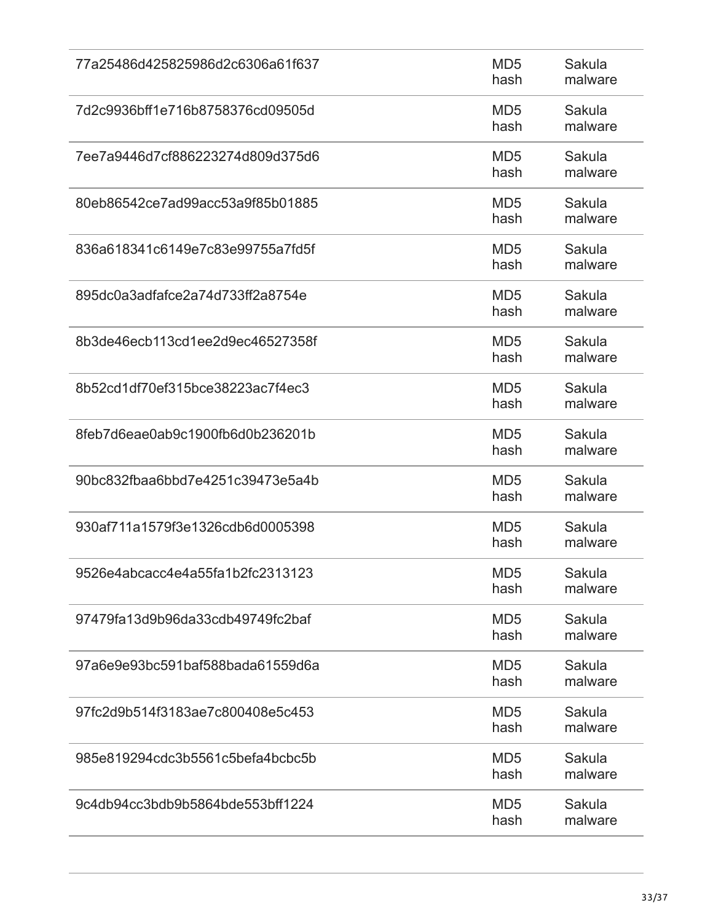| | | |
|---|---|---|
| 77a25486d425825986d2c6306a61f637 | MD5 hash | Sakula malware |
| 7d2c9936bff1e716b8758376cd09505d | MD5 hash | Sakula malware |
| 7ee7a9446d7cf886223274d809d375d6 | MD5 hash | Sakula malware |
| 80eb86542ce7ad99acc53a9f85b01885 | MD5 hash | Sakula malware |
| 836a618341c6149e7c83e99755a7fd5f | MD5 hash | Sakula malware |
| 895dc0a3adfafce2a74d733ff2a8754e | MD5 hash | Sakula malware |
| 8b3de46ecb113cd1ee2d9ec46527358f | MD5 hash | Sakula malware |
| 8b52cd1df70ef315bce38223ac7f4ec3 | MD5 hash | Sakula malware |
| 8feb7d6eae0ab9c1900fb6d0b236201b | MD5 hash | Sakula malware |
| 90bc832fbaa6bbd7e4251c39473e5a4b | MD5 hash | Sakula malware |
| 930af711a1579f3e1326cdb6d0005398 | MD5 hash | Sakula malware |
| 9526e4abcacc4e4a55fa1b2fc2313123 | MD5 hash | Sakula malware |
| 97479fa13d9b96da33cdb49749fc2baf | MD5 hash | Sakula malware |
| 97a6e9e93bc591baf588bada61559d6a | MD5 hash | Sakula malware |
| 97fc2d9b514f3183ae7c800408e5c453 | MD5 hash | Sakula malware |
| 985e819294cdc3b5561c5befa4bcbc5b | MD5 hash | Sakula malware |
| 9c4db94cc3bdb9b5864bde553bff1224 | MD5 hash | Sakula malware |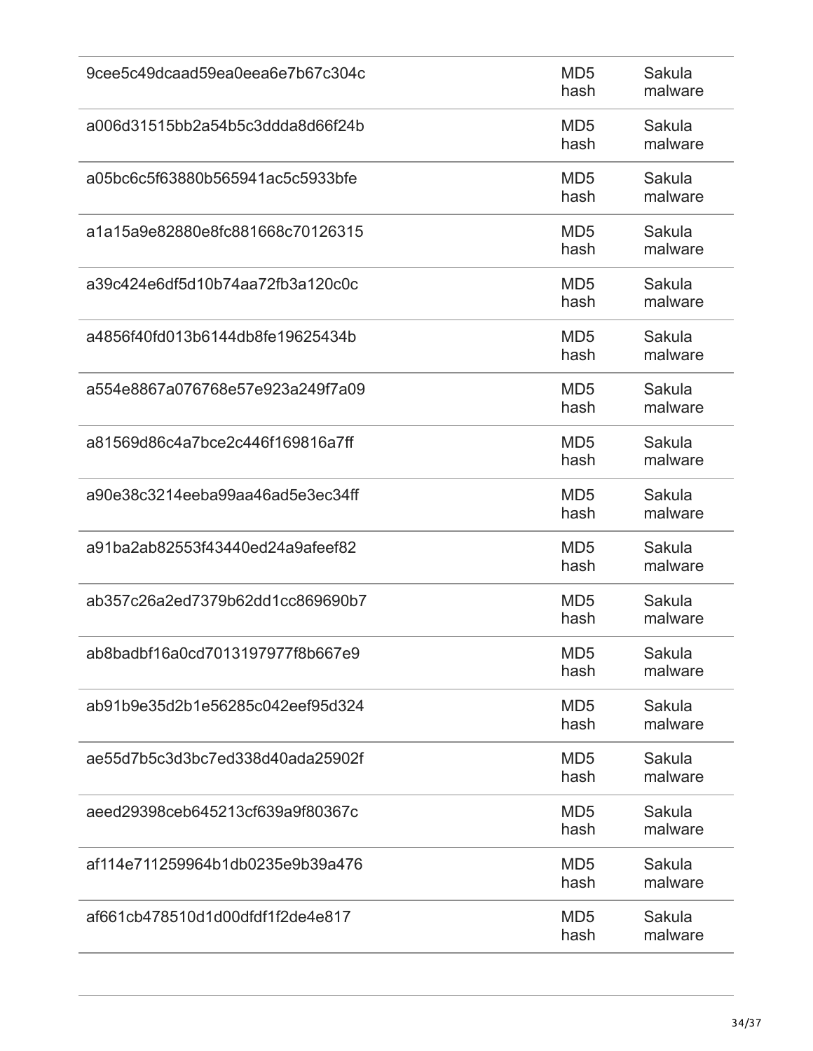| | | |
|---|---|---|
| 9cee5c49dcaad59ea0eea6e7b67c304c | MD5 hash | Sakula malware |
| a006d31515bb2a54b5c3ddda8d66f24b | MD5 hash | Sakula malware |
| a05bc6c5f63880b565941ac5c5933bfe | MD5 hash | Sakula malware |
| a1a15a9e82880e8fc881668c70126315 | MD5 hash | Sakula malware |
| a39c424e6df5d10b74aa72fb3a120c0c | MD5 hash | Sakula malware |
| a4856f40fd013b6144db8fe19625434b | MD5 hash | Sakula malware |
| a554e8867a076768e57e923a249f7a09 | MD5 hash | Sakula malware |
| a81569d86c4a7bce2c446f169816a7ff | MD5 hash | Sakula malware |
| a90e38c3214eeba99aa46ad5e3ec34ff | MD5 hash | Sakula malware |
| a91ba2ab82553f43440ed24a9afeef82 | MD5 hash | Sakula malware |
| ab357c26a2ed7379b62dd1cc869690b7 | MD5 hash | Sakula malware |
| ab8badbf16a0cd7013197977f8b667e9 | MD5 hash | Sakula malware |
| ab91b9e35d2b1e56285c042eef95d324 | MD5 hash | Sakula malware |
| ae55d7b5c3d3bc7ed338d40ada25902f | MD5 hash | Sakula malware |
| aeed29398ceb645213cf639a9f80367c | MD5 hash | Sakula malware |
| af114e711259964b1db0235e9b39a476 | MD5 hash | Sakula malware |
| af661cb478510d1d00dfdf1f2de4e817 | MD5 hash | Sakula malware |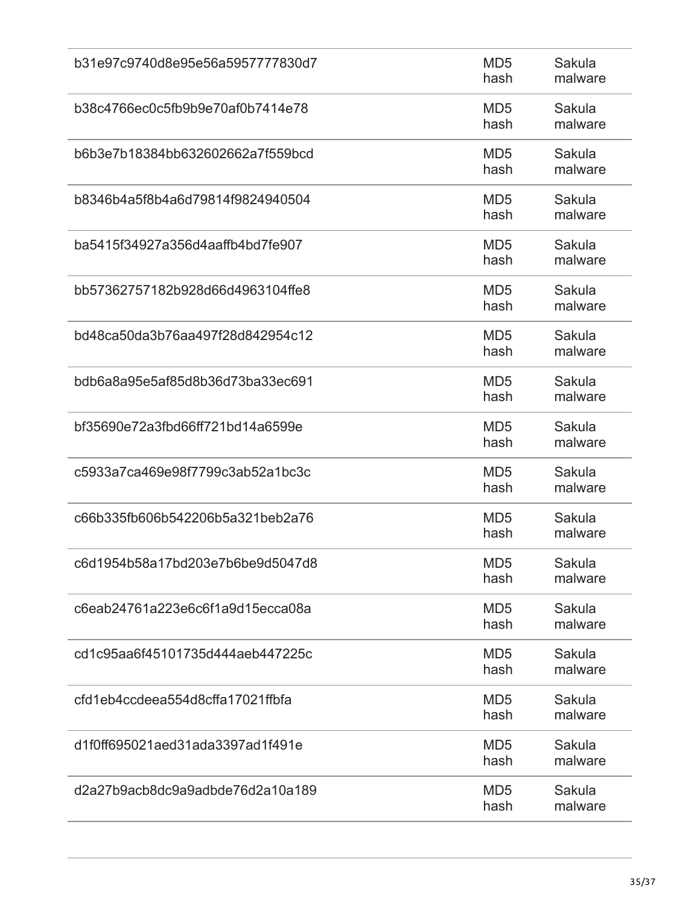| | | |
|---|---|---|
| b31e97c9740d8e95e56a5957777830d7 | MD5 hash | Sakula malware |
| b38c4766ec0c5fb9b9e70af0b7414e78 | MD5 hash | Sakula malware |
| b6b3e7b18384bb632602662a7f559bcd | MD5 hash | Sakula malware |
| b8346b4a5f8b4a6d79814f9824940504 | MD5 hash | Sakula malware |
| ba5415f34927a356d4aaffb4bd7fe907 | MD5 hash | Sakula malware |
| bb57362757182b928d66d4963104ffe8 | MD5 hash | Sakula malware |
| bd48ca50da3b76aa497f28d842954c12 | MD5 hash | Sakula malware |
| bdb6a8a95e5af85d8b36d73ba33ec691 | MD5 hash | Sakula malware |
| bf35690e72a3fbd66ff721bd14a6599e | MD5 hash | Sakula malware |
| c5933a7ca469e98f7799c3ab52a1bc3c | MD5 hash | Sakula malware |
| c66b335fb606b542206b5a321beb2a76 | MD5 hash | Sakula malware |
| c6d1954b58a17bd203e7b6be9d5047d8 | MD5 hash | Sakula malware |
| c6eab24761a223e6c6f1a9d15ecca08a | MD5 hash | Sakula malware |
| cd1c95aa6f45101735d444aeb447225c | MD5 hash | Sakula malware |
| cfd1eb4ccdeea554d8cffa17021ffbfa | MD5 hash | Sakula malware |
| d1f0ff695021aed31ada3397ad1f491e | MD5 hash | Sakula malware |
| d2a27b9acb8dc9a9adbde76d2a10a189 | MD5 hash | Sakula malware |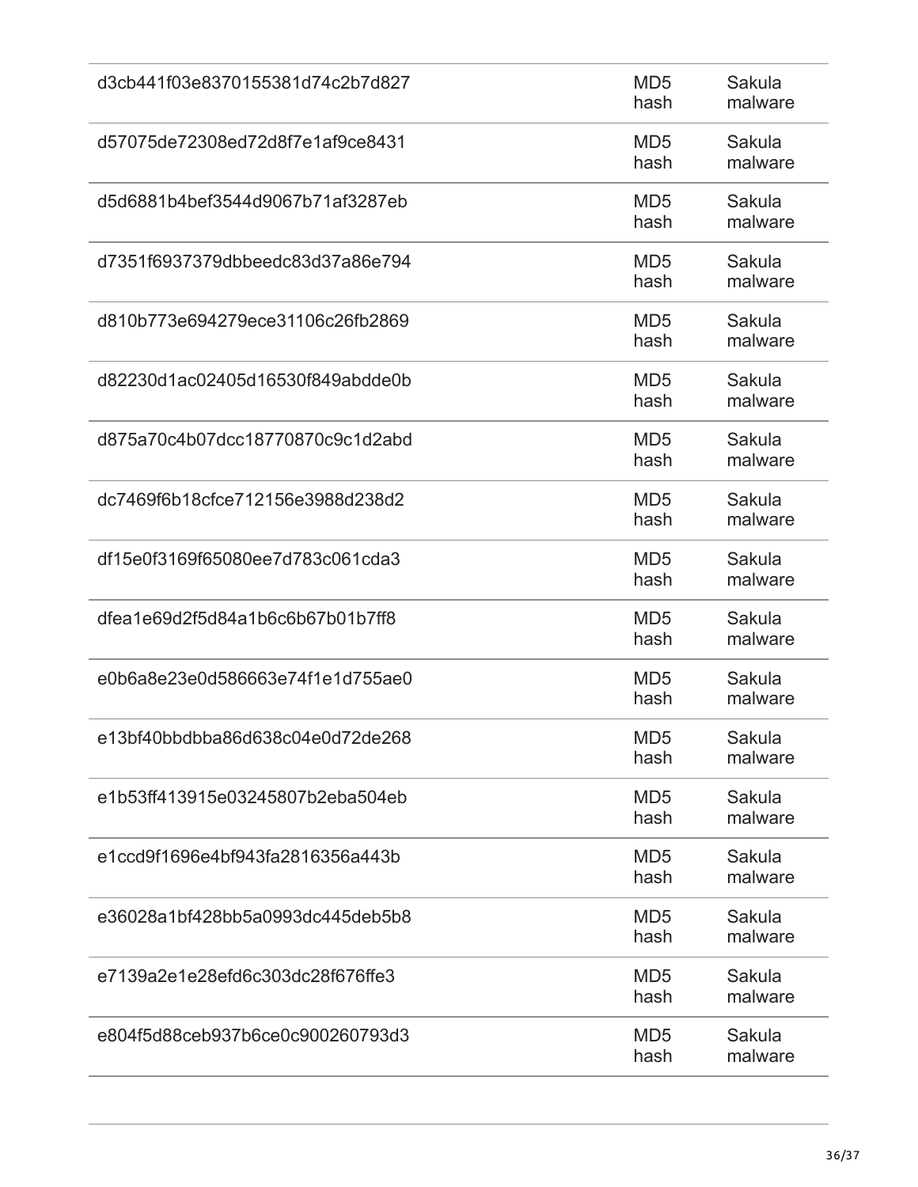| | | |
|---|---|---|
| d3cb441f03e8370155381d74c2b7d827 | MD5 hash | Sakula malware |
| d57075de72308ed72d8f7e1af9ce8431 | MD5 hash | Sakula malware |
| d5d6881b4bef3544d9067b71af3287eb | MD5 hash | Sakula malware |
| d7351f6937379dbbeedc83d37a86e794 | MD5 hash | Sakula malware |
| d810b773e694279ece31106c26fb2869 | MD5 hash | Sakula malware |
| d82230d1ac02405d16530f849abdde0b | MD5 hash | Sakula malware |
| d875a70c4b07dcc18770870c9c1d2abd | MD5 hash | Sakula malware |
| dc7469f6b18cfce712156e3988d238d2 | MD5 hash | Sakula malware |
| df15e0f3169f65080ee7d783c061cda3 | MD5 hash | Sakula malware |
| dfea1e69d2f5d84a1b6c6b67b01b7ff8 | MD5 hash | Sakula malware |
| e0b6a8e23e0d586663e74f1e1d755ae0 | MD5 hash | Sakula malware |
| e13bf40bbdbba86d638c04e0d72de268 | MD5 hash | Sakula malware |
| e1b53ff413915e03245807b2eba504eb | MD5 hash | Sakula malware |
| e1ccd9f1696e4bf943fa2816356a443b | MD5 hash | Sakula malware |
| e36028a1bf428bb5a0993dc445deb5b8 | MD5 hash | Sakula malware |
| e7139a2e1e28efd6c303dc28f676ffe3 | MD5 hash | Sakula malware |
| e804f5d88ceb937b6ce0c900260793d3 | MD5 hash | Sakula malware |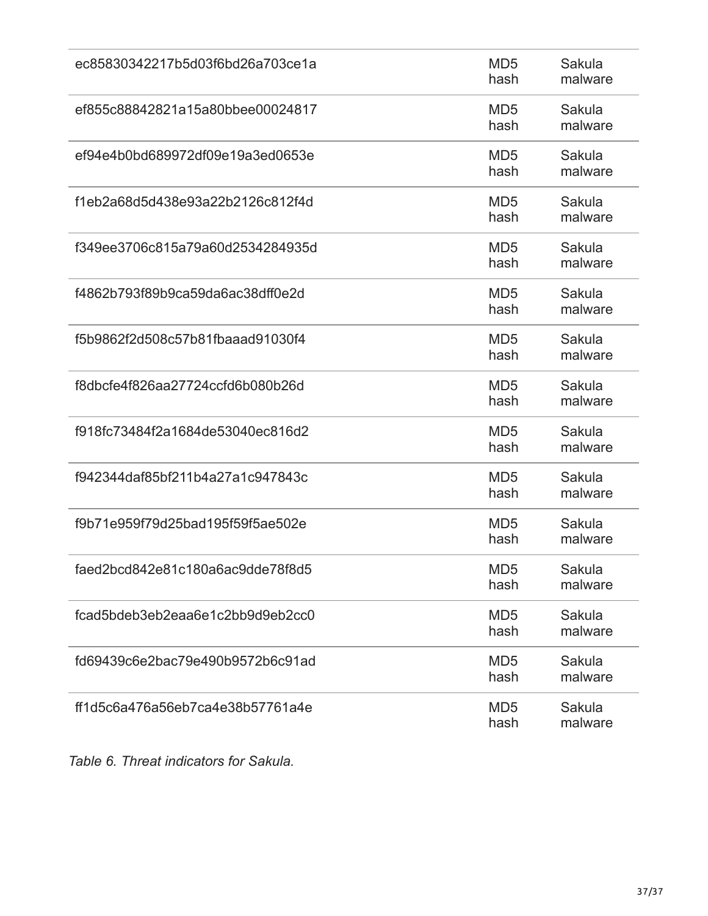| | | |
|---|---|---|
| ec85830342217b5d03f6bd26a703ce1a | MD5 hash | Sakula malware |
| ef855c88842821a15a80bbee00024817 | MD5 hash | Sakula malware |
| ef94e4b0bd689972df09e19a3ed0653e | MD5 hash | Sakula malware |
| f1eb2a68d5d438e93a22b2126c812f4d | MD5 hash | Sakula malware |
| f349ee3706c815a79a60d2534284935d | MD5 hash | Sakula malware |
| f4862b793f89b9ca59da6ac38dff0e2d | MD5 hash | Sakula malware |
| f5b9862f2d508c57b81fbaaad91030f4 | MD5 hash | Sakula malware |
| f8dbcfe4f826aa27724ccfd6b080b26d | MD5 hash | Sakula malware |
| f918fc73484f2a1684de53040ec816d2 | MD5 hash | Sakula malware |
| f942344daf85bf211b4a27a1c947843c | MD5 hash | Sakula malware |
| f9b71e959f79d25bad195f59f5ae502e | MD5 hash | Sakula malware |
| faed2bcd842e81c180a6ac9dde78f8d5 | MD5 hash | Sakula malware |
| fcad5bdeb3eb2eaa6e1c2bb9d9eb2cc0 | MD5 hash | Sakula malware |
| fd69439c6e2bac79e490b9572b6c91ad | MD5 hash | Sakula malware |
| ff1d5c6a476a56eb7ca4e38b57761a4e | MD5 hash | Sakula malware |

*Table 6. Threat indicators for Sakula.*